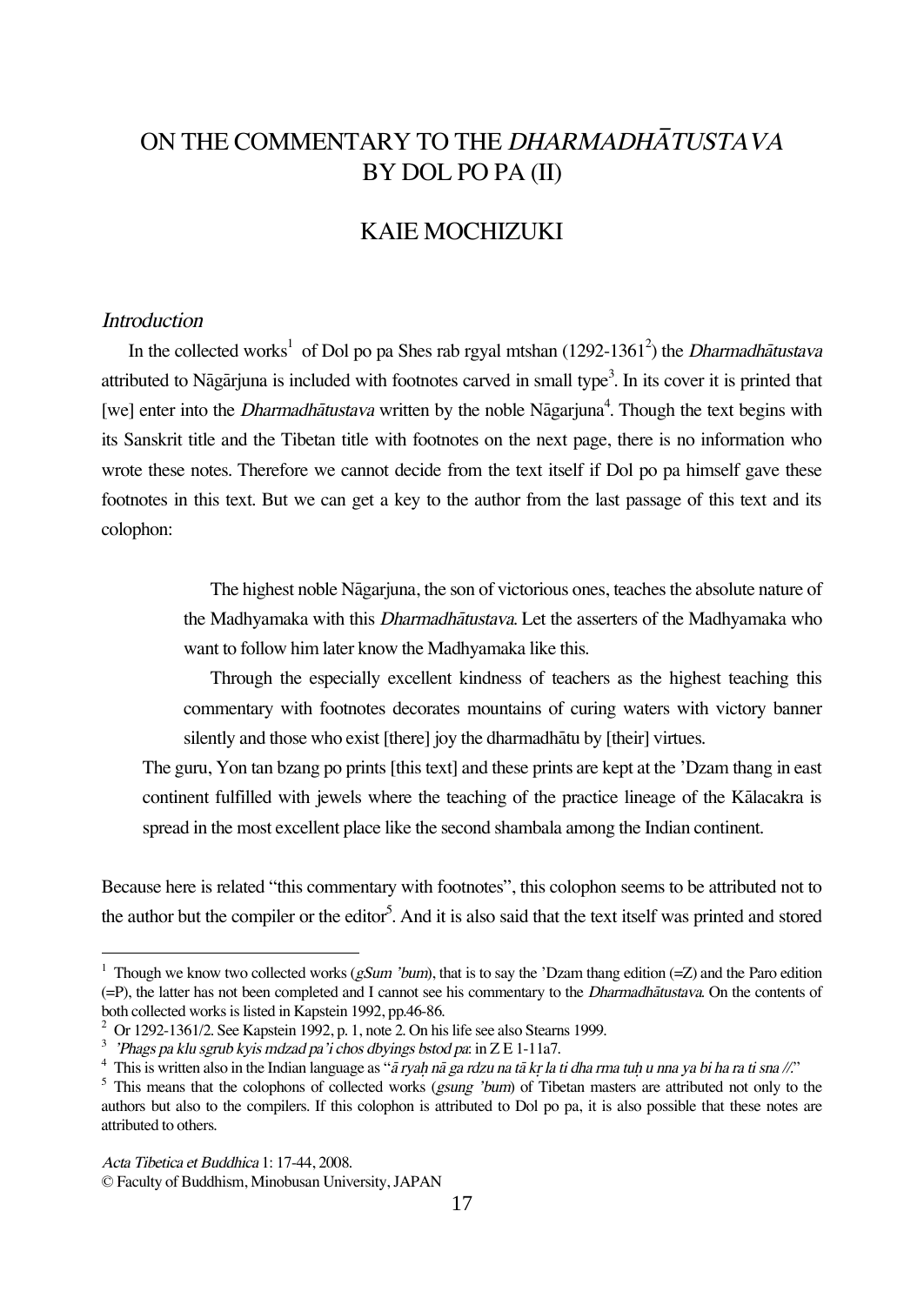# ON THE COMMENTARY TO THE *DHARMADHĀTUSTAVA* BY DOL PO PA (II)

## KAIE MOCHIZUKI

### *Introduction*

In the collected works[1] of Dol po pa Shes rab rgyal mtshan (1292-1361[2]) the *Dharmadhātustava* attributed to Nāgārjuna is included with footnotes carved in small type[3]. In its cover it is printed that [we] enter into the *Dharmadhātustava* written by the noble Nāgarjuna[4]. Though the text begins with its Sanskrit title and the Tibetan title with footnotes on the next page, there is no information who wrote these notes. Therefore we cannot decide from the text itself if Dol po pa himself gave these footnotes in this text. But we can get a key to the author from the last passage of this text and its colophon:

> The highest noble Nāgarjuna, the son of victorious ones, teaches the absolute nature of the Madhyamaka with this *Dharmadhātustava*. Let the asserters of the Madhyamaka who want to follow him later know the Madhyamaka like this.
>
> Through the especially excellent kindness of teachers as the highest teaching this commentary with footnotes decorates mountains of curing waters with victory banner silently and those who exist [there] joy the dharmadhātu by [their] virtues.
>
> The guru, Yon tan bzang po prints [this text] and these prints are kept at the 'Dzam thang in east continent fulfilled with jewels where the teaching of the practice lineage of the Kālacakra is spread in the most excellent place like the second shambala among the Indian continent.

Because here is related "this commentary with footnotes", this colophon seems to be attributed not to the author but the compiler or the editor[5]. And it is also said that the text itself was printed and stored

---

[1] Though we know two collected works (*gSum 'bum*), that is to say the 'Dzam thang edition (=Z) and the Paro edition (=P), the latter has not been completed and I cannot see his commentary to the *Dharmadhātustava*. On the contents of both collected works is listed in Kapstein 1992, pp.46-86.

[2] Or 1292-1361/2. See Kapstein 1992, p. 1, note 2. On his life see also Stearns 1999.

[3] *'Phags pa klu sgrub kyis mdzad pa'i chos dbyings bstod pa*: in Z E 1-11a7.

[4] This is written also in the Indian language as "*ā ryaḥ nā ga rdzu na tā kṛ la ti dha rma tuḥ u nna ya bi ha ra ti sna //*."

[5] This means that the colophons of collected works (*gsung 'bum*) of Tibetan masters are attributed not only to the authors but also to the compilers. If this colophon is attributed to Dol po pa, it is also possible that these notes are attributed to others.

*Acta Tibetica et Buddhica* 1: 17-44, 2008.
© Faculty of Buddhism, Minobusan University, JAPAN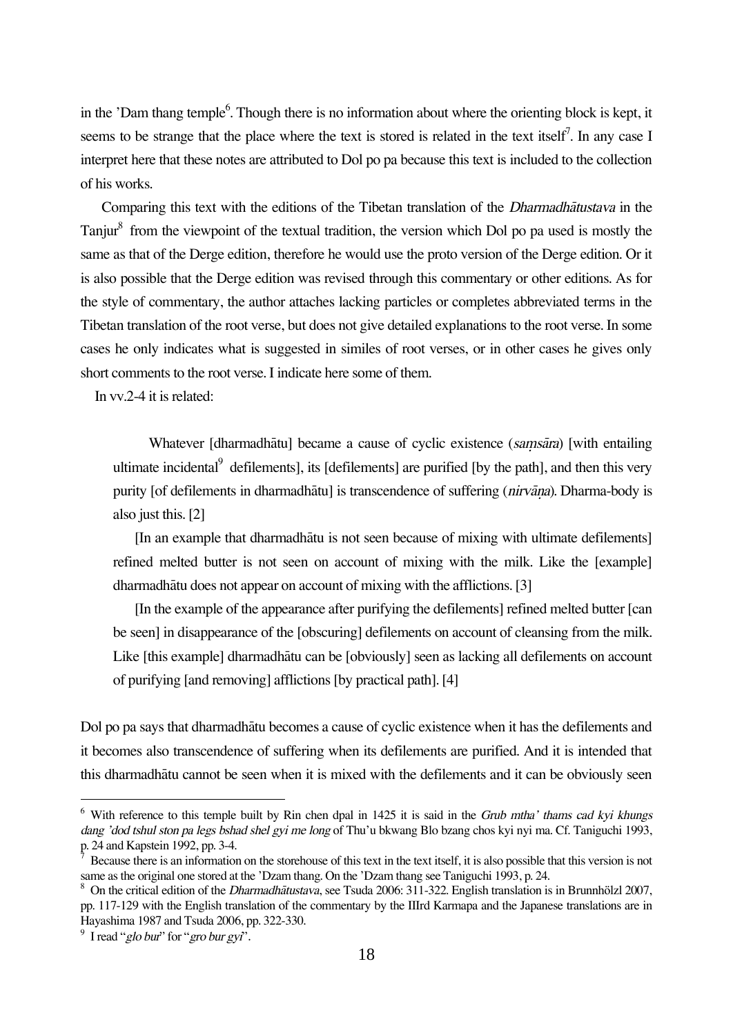in the ’Dam thang temple[6]. Though there is no information about where the orienting block is kept, it seems to be strange that the place where the text is stored is related in the text itself[7]. In any case I interpret here that these notes are attributed to Dol po pa because this text is included to the collection of his works.

Comparing this text with the editions of the Tibetan translation of the *Dharmadhātustava* in the Tanjur[8] from the viewpoint of the textual tradition, the version which Dol po pa used is mostly the same as that of the Derge edition, therefore he would use the proto version of the Derge edition. Or it is also possible that the Derge edition was revised through this commentary or other editions. As for the style of commentary, the author attaches lacking particles or completes abbreviated terms in the Tibetan translation of the root verse, but does not give detailed explanations to the root verse. In some cases he only indicates what is suggested in similes of root verses, or in other cases he gives only short comments to the root verse. I indicate here some of them.

In vv.2-4 it is related:

> Whatever [dharmadhātu] became a cause of cyclic existence (*saṃsāra*) [with entailing ultimate incidental[9] defilements], its [defilements] are purified [by the path], and then this very purity [of defilements in dharmadhātu] is transcendence of suffering (*nirvāṇa*). Dharma-body is also just this. [2]
>
> [In an example that dharmadhātu is not seen because of mixing with ultimate defilements] refined melted butter is not seen on account of mixing with the milk. Like the [example] dharmadhātu does not appear on account of mixing with the afflictions. [3]
>
> [In the example of the appearance after purifying the defilements] refined melted butter [can be seen] in disappearance of the [obscuring] defilements on account of cleansing from the milk. Like [this example] dharmadhātu can be [obviously] seen as lacking all defilements on account of purifying [and removing] afflictions [by practical path]. [4]

Dol po pa says that dharmadhātu becomes a cause of cyclic existence when it has the defilements and it becomes also transcendence of suffering when its defilements are purified. And it is intended that this dharmadhātu cannot be seen when it is mixed with the defilements and it can be obviously seen

---

[6] With reference to this temple built by Rin chen dpal in 1425 it is said in the *Grub mtha’ thams cad kyi khungs dang ’dod tshul ston pa legs bshad shel gyi me long* of Thu’u bkwang Blo bzang chos kyi nyi ma. Cf. Taniguchi 1993, p. 24 and Kapstein 1992, pp. 3-4.

[7] Because there is an information on the storehouse of this text in the text itself, it is also possible that this version is not same as the original one stored at the ’Dzam thang. On the ’Dzam thang see Taniguchi 1993, p. 24.

[8] On the critical edition of the *Dharmadhātustava*, see Tsuda 2006: 311-322. English translation is in Brunnhölzl 2007, pp. 117-129 with the English translation of the commentary by the IIIrd Karmapa and the Japanese translations are in Hayashima 1987 and Tsuda 2006, pp. 322-330.

[9] I read “*glo bur*” for “*gro bur gyi*”.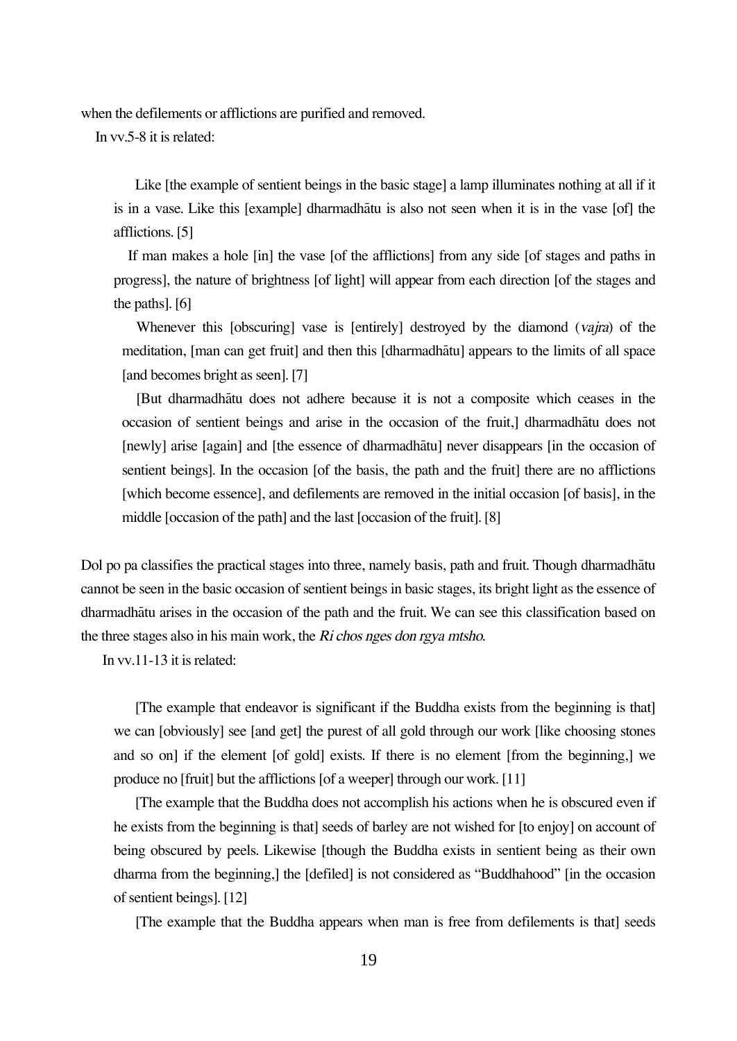when the defilements or afflictions are purified and removed.

In vv.5-8 it is related:

> Like [the example of sentient beings in the basic stage] a lamp illuminates nothing at all if it is in a vase. Like this [example] dharmadhātu is also not seen when it is in the vase [of] the afflictions. [5]
>
> If man makes a hole [in] the vase [of the afflictions] from any side [of stages and paths in progress], the nature of brightness [of light] will appear from each direction [of the stages and the paths]. [6]
>
> Whenever this [obscuring] vase is [entirely] destroyed by the diamond (*vajra*) of the meditation, [man can get fruit] and then this [dharmadhātu] appears to the limits of all space [and becomes bright as seen]. [7]
>
> [But dharmadhātu does not adhere because it is not a composite which ceases in the occasion of sentient beings and arise in the occasion of the fruit,] dharmadhātu does not [newly] arise [again] and [the essence of dharmadhātu] never disappears [in the occasion of sentient beings]. In the occasion [of the basis, the path and the fruit] there are no afflictions [which become essence], and defilements are removed in the initial occasion [of basis], in the middle [occasion of the path] and the last [occasion of the fruit]. [8]

Dol po pa classifies the practical stages into three, namely basis, path and fruit. Though dharmadhātu cannot be seen in the basic occasion of sentient beings in basic stages, its bright light as the essence of dharmadhātu arises in the occasion of the path and the fruit. We can see this classification based on the three stages also in his main work, the *Ri chos nges don rgya mtsho*.

In vv.11-13 it is related:

> [The example that endeavor is significant if the Buddha exists from the beginning is that] we can [obviously] see [and get] the purest of all gold through our work [like choosing stones and so on] if the element [of gold] exists. If there is no element [from the beginning,] we produce no [fruit] but the afflictions [of a weeper] through our work. [11]
>
> [The example that the Buddha does not accomplish his actions when he is obscured even if he exists from the beginning is that] seeds of barley are not wished for [to enjoy] on account of being obscured by peels. Likewise [though the Buddha exists in sentient being as their own dharma from the beginning,] the [defiled] is not considered as "Buddhahood" [in the occasion of sentient beings]. [12]
>
> [The example that the Buddha appears when man is free from defilements is that] seeds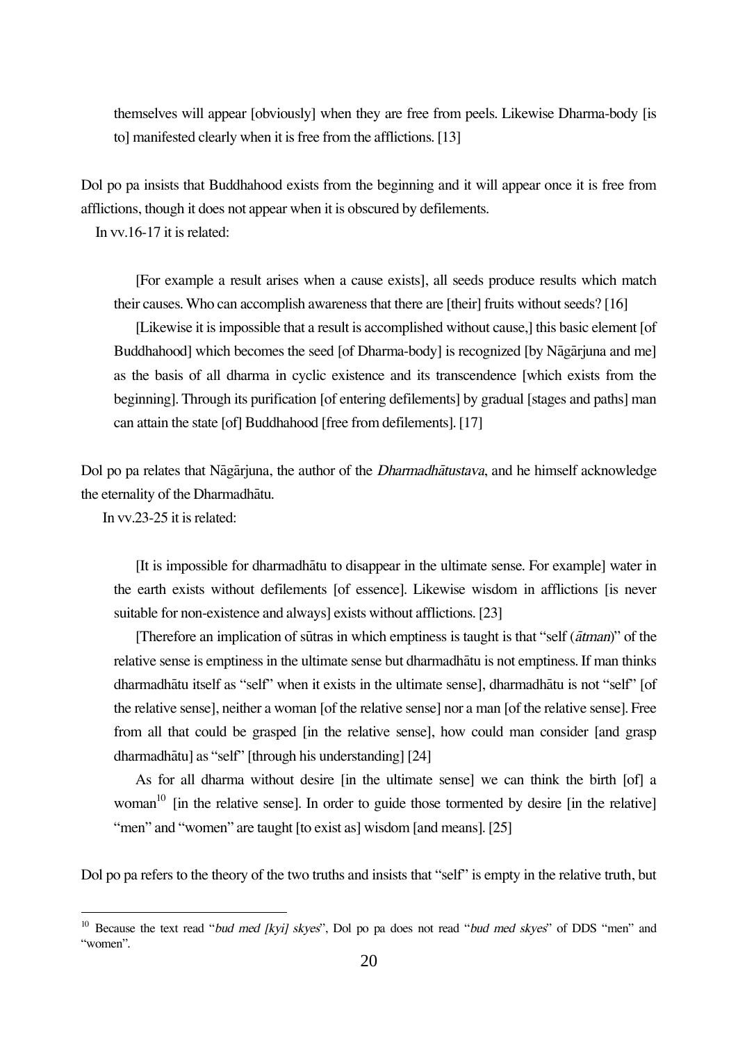themselves will appear [obviously] when they are free from peels. Likewise Dharma-body [is to] manifested clearly when it is free from the afflictions. [13]

Dol po pa insists that Buddhahood exists from the beginning and it will appear once it is free from afflictions, though it does not appear when it is obscured by defilements.

In vv.16-17 it is related:

> [For example a result arises when a cause exists], all seeds produce results which match their causes. Who can accomplish awareness that there are [their] fruits without seeds? [16]
>
> [Likewise it is impossible that a result is accomplished without cause,] this basic element [of Buddhahood] which becomes the seed [of Dharma-body] is recognized [by Nāgārjuna and me] as the basis of all dharma in cyclic existence and its transcendence [which exists from the beginning]. Through its purification [of entering defilements] by gradual [stages and paths] man can attain the state [of] Buddhahood [free from defilements]. [17]

Dol po pa relates that Nāgārjuna, the author of the *Dharmadhātustava*, and he himself acknowledge the eternality of the Dharmadhātu.

In vv.23-25 it is related:

> [It is impossible for dharmadhātu to disappear in the ultimate sense. For example] water in the earth exists without defilements [of essence]. Likewise wisdom in afflictions [is never suitable for non-existence and always] exists without afflictions. [23]
>
> [Therefore an implication of sūtras in which emptiness is taught is that "self (*ātman*)" of the relative sense is emptiness in the ultimate sense but dharmadhātu is not emptiness. If man thinks dharmadhātu itself as "self" when it exists in the ultimate sense], dharmadhātu is not "self" [of the relative sense], neither a woman [of the relative sense] nor a man [of the relative sense]. Free from all that could be grasped [in the relative sense], how could man consider [and grasp dharmadhātu] as "self" [through his understanding] [24]
>
> As for all dharma without desire [in the ultimate sense] we can think the birth [of] a woman[10] [in the relative sense]. In order to guide those tormented by desire [in the relative] "men" and "women" are taught [to exist as] wisdom [and means]. [25]

Dol po pa refers to the theory of the two truths and insists that "self" is empty in the relative truth, but

[10] Because the text read "*bud med [kyi] skyes*", Dol po pa does not read "*bud med skyes*" of DDS "men" and "women".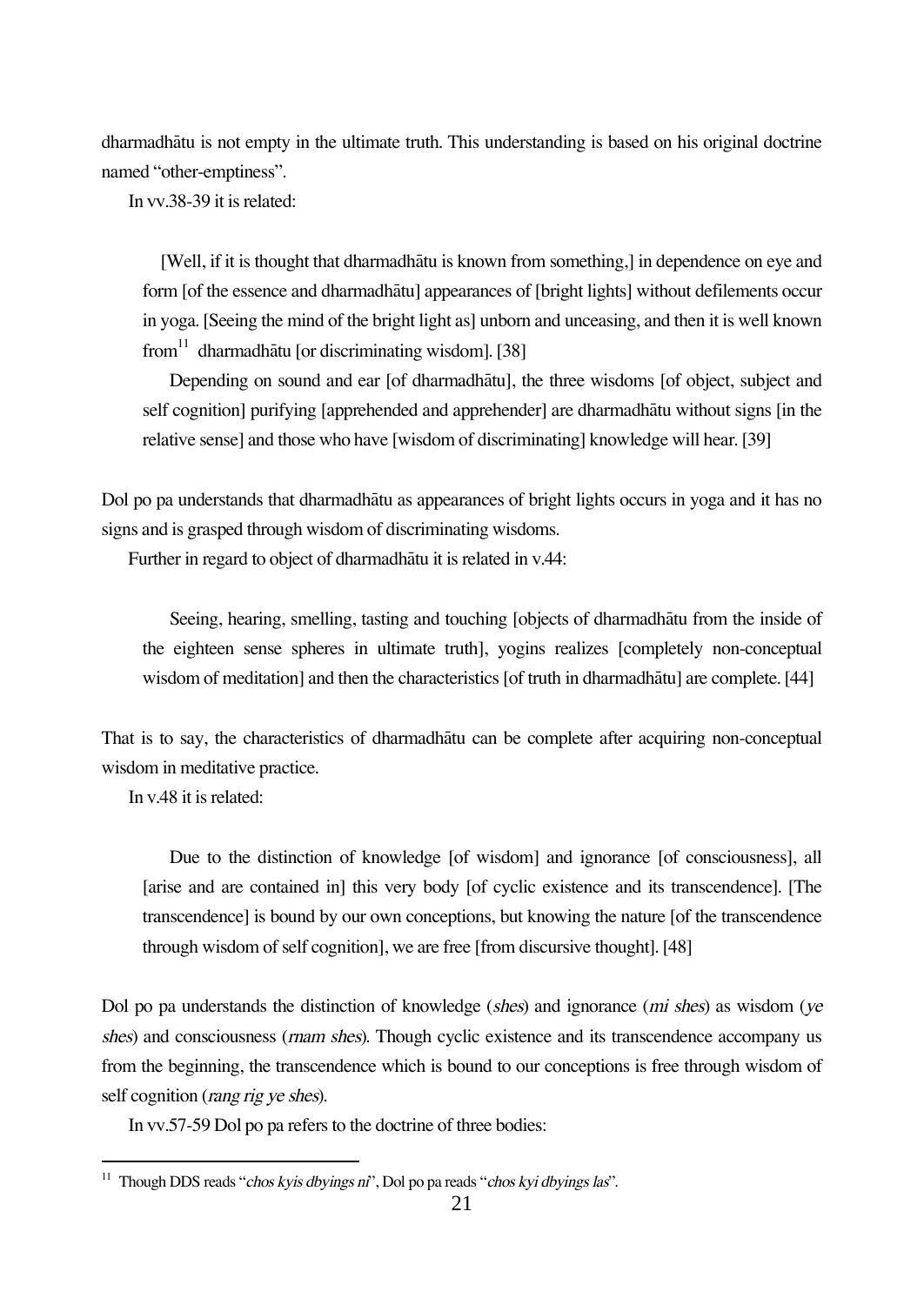dharmadhātu is not empty in the ultimate truth. This understanding is based on his original doctrine named "other-emptiness".

In vv.38-39 it is related:

> [Well, if it is thought that dharmadhātu is known from something,] in dependence on eye and form [of the essence and dharmadhātu] appearances of [bright lights] without defilements occur in yoga. [Seeing the mind of the bright light as] unborn and unceasing, and then it is well known from[11] dharmadhātu [or discriminating wisdom]. [38]
>
> Depending on sound and ear [of dharmadhātu], the three wisdoms [of object, subject and self cognition] purifying [apprehended and apprehender] are dharmadhātu without signs [in the relative sense] and those who have [wisdom of discriminating] knowledge will hear. [39]

Dol po pa understands that dharmadhātu as appearances of bright lights occurs in yoga and it has no signs and is grasped through wisdom of discriminating wisdoms.

Further in regard to object of dharmadhātu it is related in v.44:

> Seeing, hearing, smelling, tasting and touching [objects of dharmadhātu from the inside of the eighteen sense spheres in ultimate truth], yogins realizes [completely non-conceptual wisdom of meditation] and then the characteristics [of truth in dharmadhātu] are complete. [44]

That is to say, the characteristics of dharmadhātu can be complete after acquiring non-conceptual wisdom in meditative practice.

In v.48 it is related:

> Due to the distinction of knowledge [of wisdom] and ignorance [of consciousness], all [arise and are contained in] this very body [of cyclic existence and its transcendence]. [The transcendence] is bound by our own conceptions, but knowing the nature [of the transcendence through wisdom of self cognition], we are free [from discursive thought]. [48]

Dol po pa understands the distinction of knowledge (*shes*) and ignorance (*mi shes*) as wisdom (*ye shes*) and consciousness (*rnam shes*). Though cyclic existence and its transcendence accompany us from the beginning, the transcendence which is bound to our conceptions is free through wisdom of self cognition (*rang rig ye shes*).

In vv.57-59 Dol po pa refers to the doctrine of three bodies:

---

[11] Though DDS reads "*chos kyis dbyings ni*", Dol po pa reads "*chos kyi dbyings las*".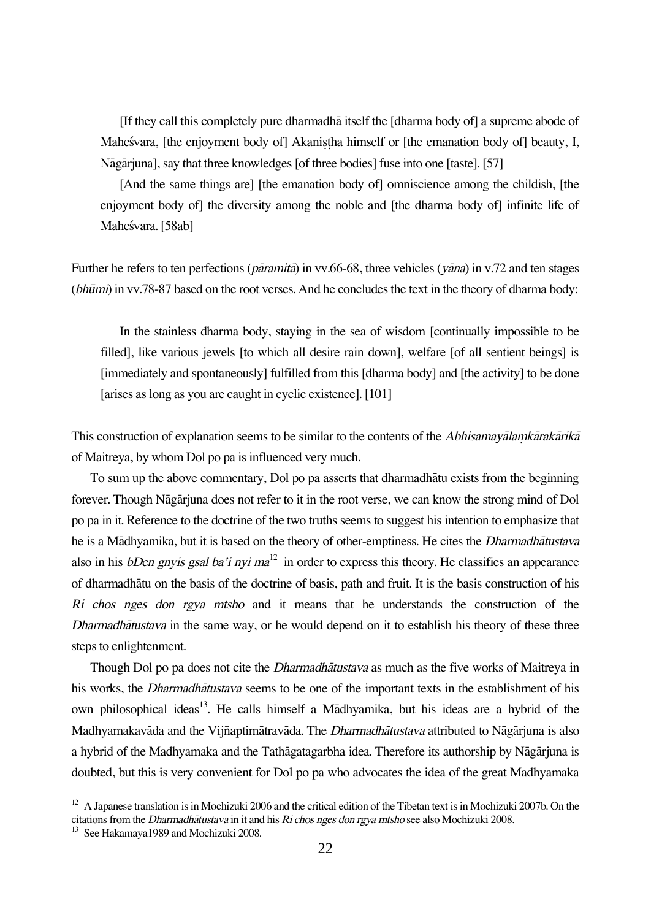[If they call this completely pure dharmadhā itself the [dharma body of] a supreme abode of Maheśvara, [the enjoyment body of] Akaniṣṭha himself or [the emanation body of] beauty, I, Nāgārjuna], say that three knowledges [of three bodies] fuse into one [taste]. [57]

[And the same things are] [the emanation body of] omniscience among the childish, [the enjoyment body of] the diversity among the noble and [the dharma body of] infinite life of Maheśvara. [58ab]

Further he refers to ten perfections (*pāramitā*) in vv.66-68, three vehicles (*yāna*) in v.72 and ten stages (*bhūmi*) in vv.78-87 based on the root verses. And he concludes the text in the theory of dharma body:

In the stainless dharma body, staying in the sea of wisdom [continually impossible to be filled], like various jewels [to which all desire rain down], welfare [of all sentient beings] is [immediately and spontaneously] fulfilled from this [dharma body] and [the activity] to be done [arises as long as you are caught in cyclic existence]. [101]

This construction of explanation seems to be similar to the contents of the *Abhisamayālaṃkārakārikā* of Maitreya, by whom Dol po pa is influenced very much.

To sum up the above commentary, Dol po pa asserts that dharmadhātu exists from the beginning forever. Though Nāgārjuna does not refer to it in the root verse, we can know the strong mind of Dol po pa in it. Reference to the doctrine of the two truths seems to suggest his intention to emphasize that he is a Mādhyamika, but it is based on the theory of other-emptiness. He cites the *Dharmadhātustava* also in his *bDen gnyis gsal ba'i nyi ma*[12] in order to express this theory. He classifies an appearance of dharmadhātu on the basis of the doctrine of basis, path and fruit. It is the basis construction of his *Ri chos nges don rgya mtsho* and it means that he understands the construction of the *Dharmadhātustava* in the same way, or he would depend on it to establish his theory of these three steps to enlightenment.

Though Dol po pa does not cite the *Dharmadhātustava* as much as the five works of Maitreya in his works, the *Dharmadhātustava* seems to be one of the important texts in the establishment of his own philosophical ideas[13]. He calls himself a Mādhyamika, but his ideas are a hybrid of the Madhyamakavāda and the Vijñaptimātravāda. The *Dharmadhātustava* attributed to Nāgārjuna is also a hybrid of the Madhyamaka and the Tathāgatagarbha idea. Therefore its authorship by Nāgārjuna is doubted, but this is very convenient for Dol po pa who advocates the idea of the great Madhyamaka

---

[12] A Japanese translation is in Mochizuki 2006 and the critical edition of the Tibetan text is in Mochizuki 2007b. On the citations from the *Dharmadhātustava* in it and his *Ri chos nges don rgya mtsho* see also Mochizuki 2008.

[13] See Hakamaya1989 and Mochizuki 2008.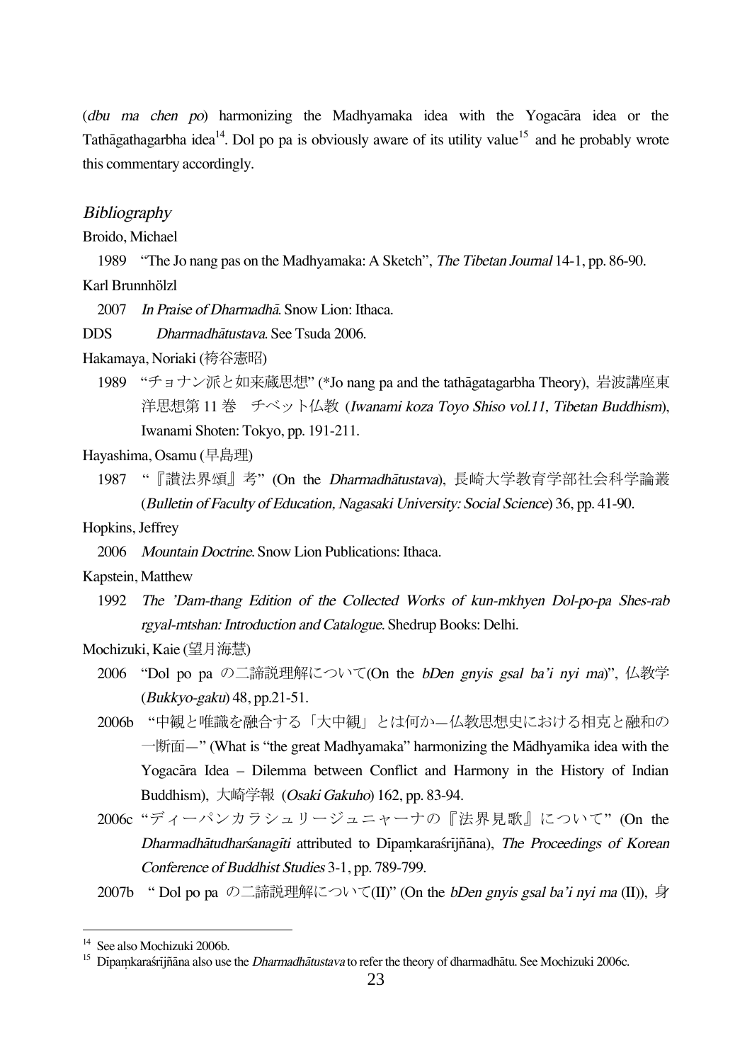(*dbu ma chen po*) harmonizing the Madhyamaka idea with the Yogacāra idea or the Tathāgathagarbha idea[14]. Dol po pa is obviously aware of its utility value[15] and he probably wrote this commentary accordingly.

## *Bibliography*

Broido, Michael

1989 "The Jo nang pas on the Madhyamaka: A Sketch", *The Tibetan Journal* 14-1, pp. 86-90.

Karl Brunnhölzl

2007 *In Praise of Dharmadhā*. Snow Lion: Ithaca.

DDS *Dharmadhātustava*. See Tsuda 2006.

Hakamaya, Noriaki (袴谷憲昭)

1989 "チョナン派と如来蔵思想" (*Jo nang pa and the tathāgatagarbha Theory), 岩波講座東洋思想第 11 巻 チベット仏教 (*Iwanami koza Toyo Shiso vol.11, Tibetan Buddhism*), Iwanami Shoten: Tokyo, pp. 191-211.

Hayashima, Osamu (早島理)

1987 "『讃法界頌』考" (On the *Dharmadhātustava*), 長崎大学教育学部社会科学論叢 (*Bulletin of Faculty of Education, Nagasaki University: Social Science*) 36, pp. 41-90.

Hopkins, Jeffrey

2006 *Mountain Doctrine*. Snow Lion Publications: Ithaca.

Kapstein, Matthew

1992 *The 'Dam-thang Edition of the Collected Works of kun-mkhyen Dol-po-pa Shes-rab rgyal-mtshan: Introduction and Catalogue*. Shedrup Books: Delhi.

Mochizuki, Kaie (望月海慧)

2006 "Dol po pa の二諦説理解について(On the *bDen gnyis gsal ba'i nyi ma*)", 仏教学 (*Bukkyo-gaku*) 48, pp.21-51.

2006b "中観と唯識を融合する「大中観」とは何か―仏教思想史における相克と融和の一断面―" (What is "the great Madhyamaka" harmonizing the Mādhyamika idea with the Yogacāra Idea – Dilemma between Conflict and Harmony in the History of Indian Buddhism), 大崎学報 (*Osaki Gakuho*) 162, pp. 83-94.

2006c "ディーパンカラシュリージュニャーナの『法界見歌』について" (On the *Dharmadhātudharśanagīti* attributed to Dīpaṃkaraśrijñāna), *The Proceedings of Korean Conference of Buddhist Studies* 3-1, pp. 789-799.

2007b " Dol po pa の二諦説理解について(II)" (On the *bDen gnyis gsal ba'i nyi ma* (II)), 身

---

[14] See also Mochizuki 2006b.

[15] Dipaṃkaraśrijñāna also use the *Dharmadhātustava* to refer the theory of dharmadhātu. See Mochizuki 2006c.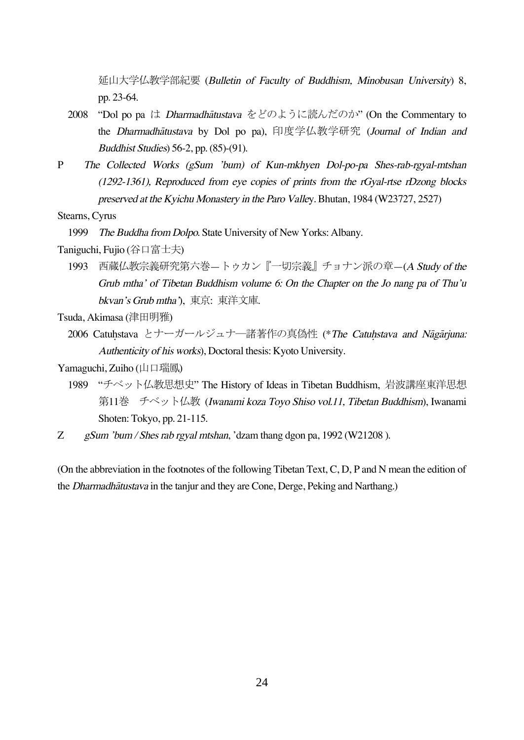延山大学仏教学部紀要 (*Bulletin of Faculty of Buddhism, Minobusan University*) 8, pp. 23-64.

2008 "Dol po pa は *Dharmadhātustava* をどのように読んだのか" (On the Commentary to the *Dharmadhātustava* by Dol po pa), 印度学仏教学研究 (*Journal of Indian and Buddhist Studies*) 56-2, pp. (85)-(91).

P *The Collected Works (gSum 'bum) of Kun-mkhyen Dol-po-pa Shes-rab-rgyal-mtshan (1292-1361), Reproduced from eye copies of prints from the rGyal-rtse rDzong blocks preserved at the Kyichu Monastery in the Paro Valle*y. Bhutan, 1984 (W23727, 2527)

Stearns, Cyrus

1999 *The Buddha from Dolpo*. State University of New Yorks: Albany.

Taniguchi, Fujio (谷口富士夫)

1993 西蔵仏教宗義研究第六巻—トゥカン『一切宗義』チョナン派の章—(*A Study of the Grub mtha' of Tibetan Buddhism volume 6: On the Chapter on the Jo nang pa of Thu'u bkvan's Grub mtha'*), 東京: 東洋文庫.

Tsuda, Akimasa (津田明雅)

2006 Catuḥstava とナーガールジュナ—諸著作の真偽性 (**The Catuḥstava and Nāgārjuna: Authenticity of his works*), Doctoral thesis: Kyoto University.

Yamaguchi, Zuiho (山口瑞鳳)

1989 "チベット仏教思想史" The History of Ideas in Tibetan Buddhism, 岩波講座東洋思想第11巻 チベット仏教 (*Iwanami koza Toyo Shiso vol.11, Tibetan Buddhism*), Iwanami Shoten: Tokyo, pp. 21-115.

Z *gSum 'bum / Shes rab rgyal mtshan*, 'dzam thang dgon pa, 1992 (W21208 ).

(On the abbreviation in the footnotes of the following Tibetan Text, C, D, P and N mean the edition of the *Dharmadhātustava* in the tanjur and they are Cone, Derge, Peking and Narthang.)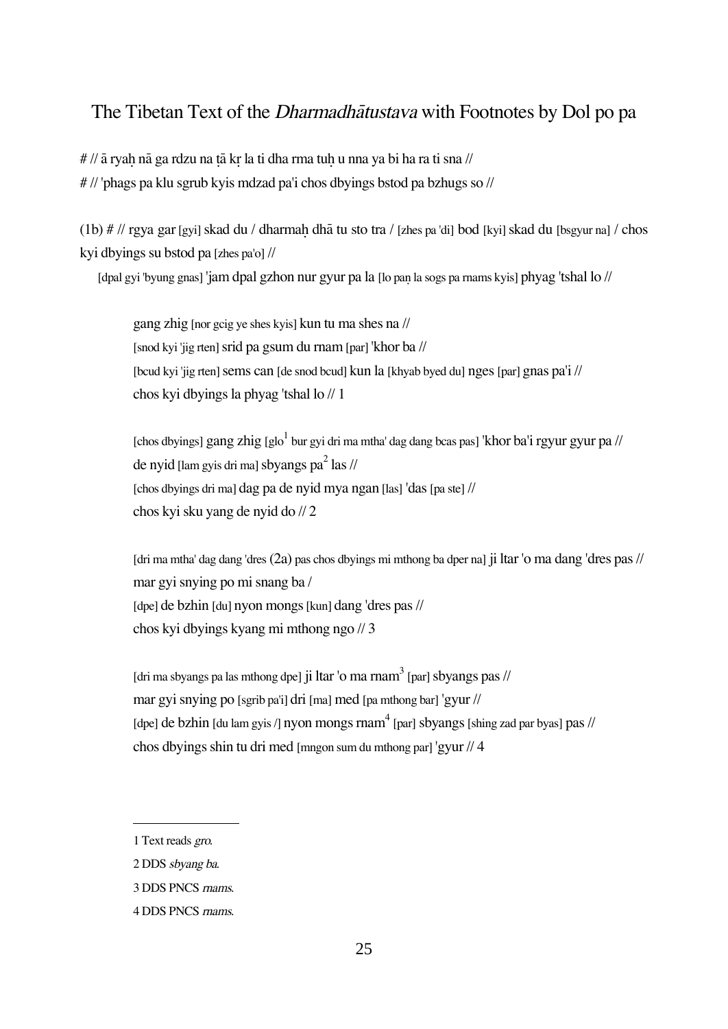## The Tibetan Text of the *Dharmadhātustava* with Footnotes by Dol po pa

# // ā ryaḥ nā ga rdzu na ṭā kṛ la ti dha rma tuḥ u nna ya bi ha ra ti sna //

# // 'phags pa klu sgrub kyis mdzad pa'i chos dbyings bstod pa bzhugs so //

(1b) # // rgya gar [gyi] skad du / dharmaḥ dhā tu sto tra / [zhes pa 'di] bod [kyi] skad du [bsgyur na] / chos kyi dbyings su bstod pa [zhes pa'o] //

[dpal gyi 'byung gnas] 'jam dpal gzhon nur gyur pa la [lo paṇ la sogs pa rnams kyis] phyag 'tshal lo //

> gang zhig [nor gcig ye shes kyis] kun tu ma shes na //
> [snod kyi 'jig rten] srid pa gsum du rnam [par] 'khor ba //
> [bcud kyi 'jig rten] sems can [de snod bcud] kun la [khyab byed du] nges [par] gnas pa'i //
> chos kyi dbyings la phyag 'tshal lo // 1
>
> [chos dbyings] gang zhig [glo[1] bur gyi dri ma mtha' dag dang bcas pas] 'khor ba'i rgyur gyur pa //
> de nyid [lam gyis dri ma] sbyangs pa[2] las //
> [chos dbyings dri ma] dag pa de nyid mya ngan [las] 'das [pa ste] //
> chos kyi sku yang de nyid do // 2
>
> [dri ma mtha' dag dang 'dres (2a) pas chos dbyings mi mthong ba dper na] ji ltar 'o ma dang 'dres pas //
> mar gyi snying po mi snang ba /
> [dpe] de bzhin [du] nyon mongs [kun] dang 'dres pas //
> chos kyi dbyings kyang mi mthong ngo // 3
>
> [dri ma sbyangs pa las mthong dpe] ji ltar 'o ma rnam[3] [par] sbyangs pas //
> mar gyi snying po [sgrib pa'i] dri [ma] med [pa mthong bar] 'gyur //
> [dpe] de bzhin [du lam gyis /] nyon mongs rnam[4] [par] sbyangs [shing zad par byas] pas //
> chos dbyings shin tu dri med [mngon sum du mthong par] 'gyur // 4

---

1 Text reads *gro*.

2 DDS *sbyang ba*.

3 DDS PNCS *rnams*.

4 DDS PNCS *rnams*.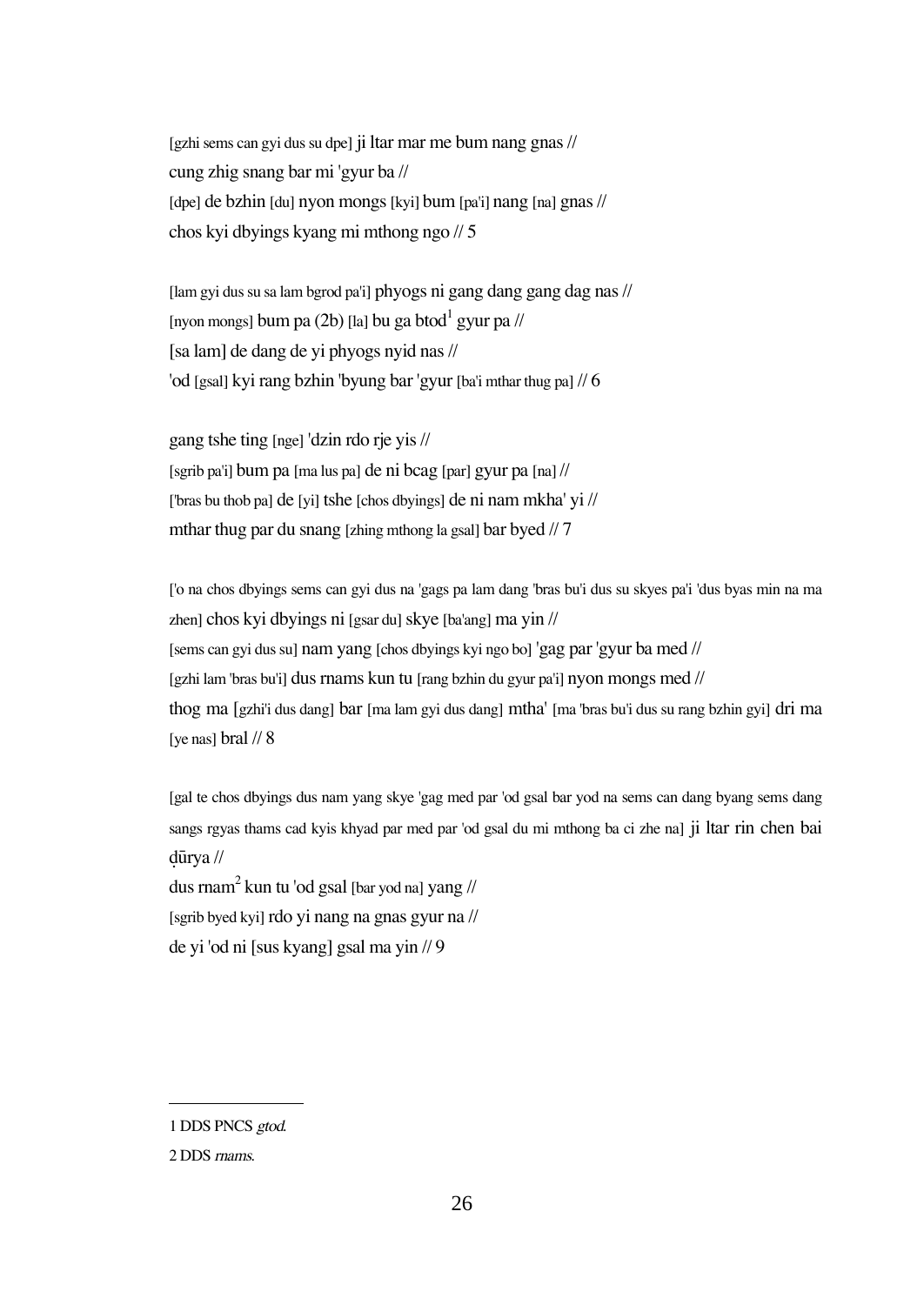[gzhi sems can gyi dus su dpe] ji ltar mar me bum nang gnas //  
cung zhig snang bar mi 'gyur ba //  
[dpe] de bzhin [du] nyon mongs [kyi] bum [pa'i] nang [na] gnas //  
chos kyi dbyings kyang mi mthong ngo // 5

[lam gyi dus su sa lam bgrod pa'i] phyogs ni gang dang gang dag nas //  
[nyon mongs] bum pa (2b) [la] bu ga btod[1] gyur pa //  
[sa lam] de dang de yi phyogs nyid nas //  
'od [gsal] kyi rang bzhin 'byung bar 'gyur [ba'i mthar thug pa] // 6

gang tshe ting [nge] 'dzin rdo rje yis //  
[sgrib pa'i] bum pa [ma lus pa] de ni bcag [par] gyur pa [na] //  
['bras bu thob pa] de [yi] tshe [chos dbyings] de ni nam mkha' yi //  
mthar thug par du snang [zhing mthong la gsal] bar byed // 7

['o na chos dbyings sems can gyi dus na 'gags pa lam dang 'bras bu'i dus su skyes pa'i 'dus byas min na ma zhen] chos kyi dbyings ni [gsar du] skye [ba'ang] ma yin //  
[sems can gyi dus su] nam yang [chos dbyings kyi ngo bo] 'gag par 'gyur ba med //  
[gzhi lam 'bras bu'i] dus rnams kun tu [rang bzhin du gyur pa'i] nyon mongs med //  
thog ma [gzhi'i dus dang] bar [ma lam gyi dus dang] mtha' [ma 'bras bu'i dus su rang bzhin gyi] dri ma [ye nas] bral // 8

[gal te chos dbyings dus nam yang skye 'gag med par 'od gsal bar yod na sems can dang byang sems dang sangs rgyas thams cad kyis khyad par med par 'od gsal du mi mthong ba ci zhe na] ji ltar rin chen bai ḍūrya //  
dus rnam[2] kun tu 'od gsal [bar yod na] yang //  
[sgrib byed kyi] rdo yi nang na gnas gyur na //  
de yi 'od ni [sus kyang] gsal ma yin // 9

---

1 DDS PNCS *gtod*.

2 DDS *rnams*.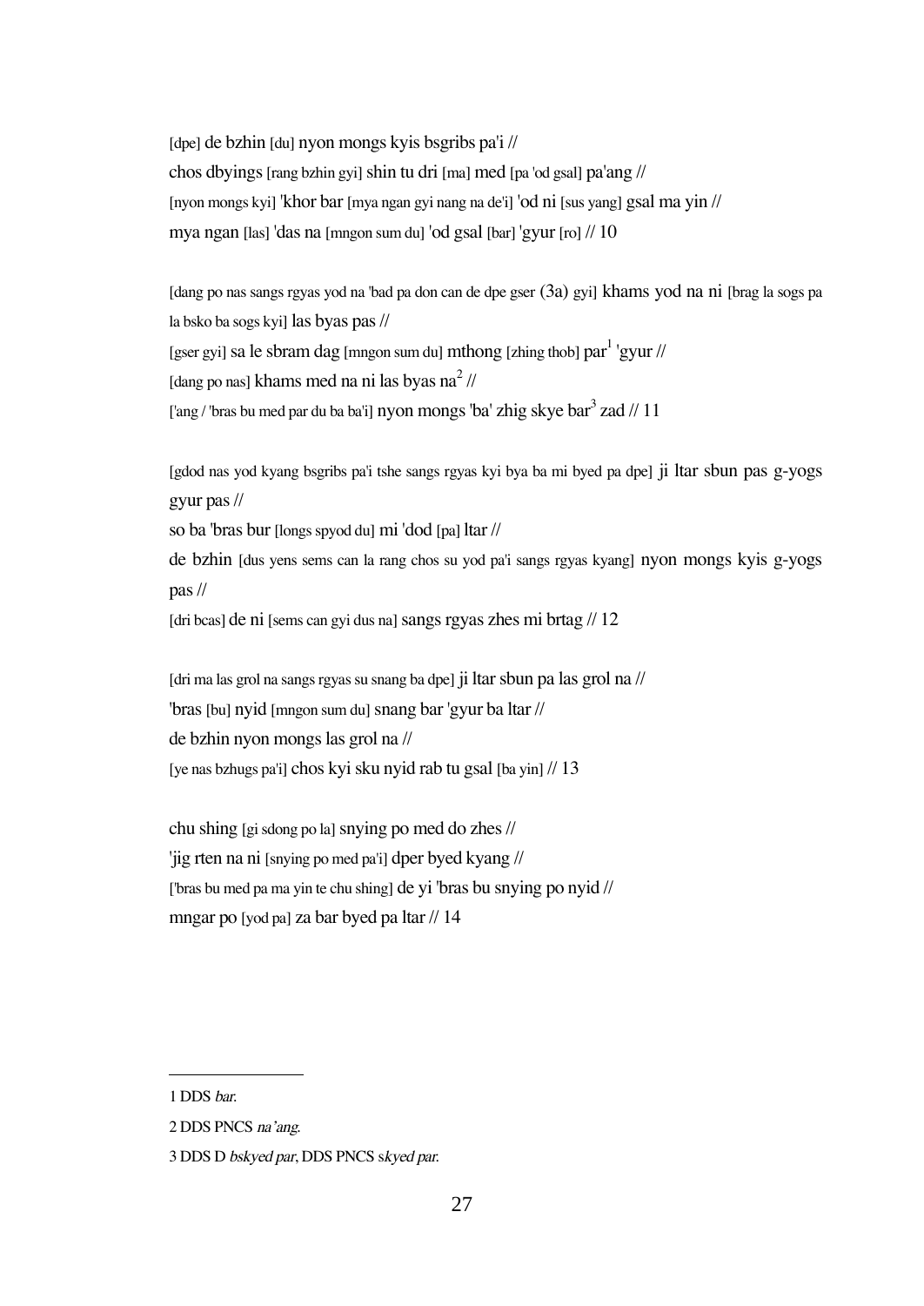[dpe] de bzhin [du] nyon mongs kyis bsgribs pa'i //
chos dbyings [rang bzhin gyi] shin tu dri [ma] med [pa 'od gsal] pa'ang //
[nyon mongs kyi] 'khor bar [mya ngan gyi nang na de'i] 'od ni [sus yang] gsal ma yin //
mya ngan [las] 'das na [mngon sum du] 'od gsal [bar] 'gyur [ro] // 10

[dang po nas sangs rgyas yod na 'bad pa don can de dpe gser (3a) gyi] khams yod na ni [brag la sogs pa la bsko ba sogs kyi] las byas pas //
[gser gyi] sa le sbram dag [mngon sum du] mthong [zhing thob] par[1] 'gyur //
[dang po nas] khams med na ni las byas na[2] //
['ang / 'bras bu med par du ba ba'i] nyon mongs 'ba' zhig skye bar[3] zad // 11

[gdod nas yod kyang bsgribs pa'i tshe sangs rgyas kyi bya ba mi byed pa dpe] ji ltar sbun pas g-yogs gyur pas //
so ba 'bras bur [longs spyod du] mi 'dod [pa] ltar //
de bzhin [dus yens sems can la rang chos su yod pa'i sangs rgyas kyang] nyon mongs kyis g-yogs pas //
[dri bcas] de ni [sems can gyi dus na] sangs rgyas zhes mi brtag // 12

[dri ma las grol na sangs rgyas su snang ba dpe] ji ltar sbun pa las grol na //
'bras [bu] nyid [mngon sum du] snang bar 'gyur ba ltar //
de bzhin nyon mongs las grol na //
[ye nas bzhugs pa'i] chos kyi sku nyid rab tu gsal [ba yin] // 13

chu shing [gi sdong po la] snying po med do zhes //
'jig rten na ni [snying po med pa'i] dper byed kyang //
['bras bu med pa ma yin te chu shing] de yi 'bras bu snying po nyid //
mngar po [yod pa] za bar byed pa ltar // 14

---

1 DDS *bar*.

2 DDS PNCS *na'ang*.

3 DDS D *bskyed par*, DDS PNCS s*kyed par*.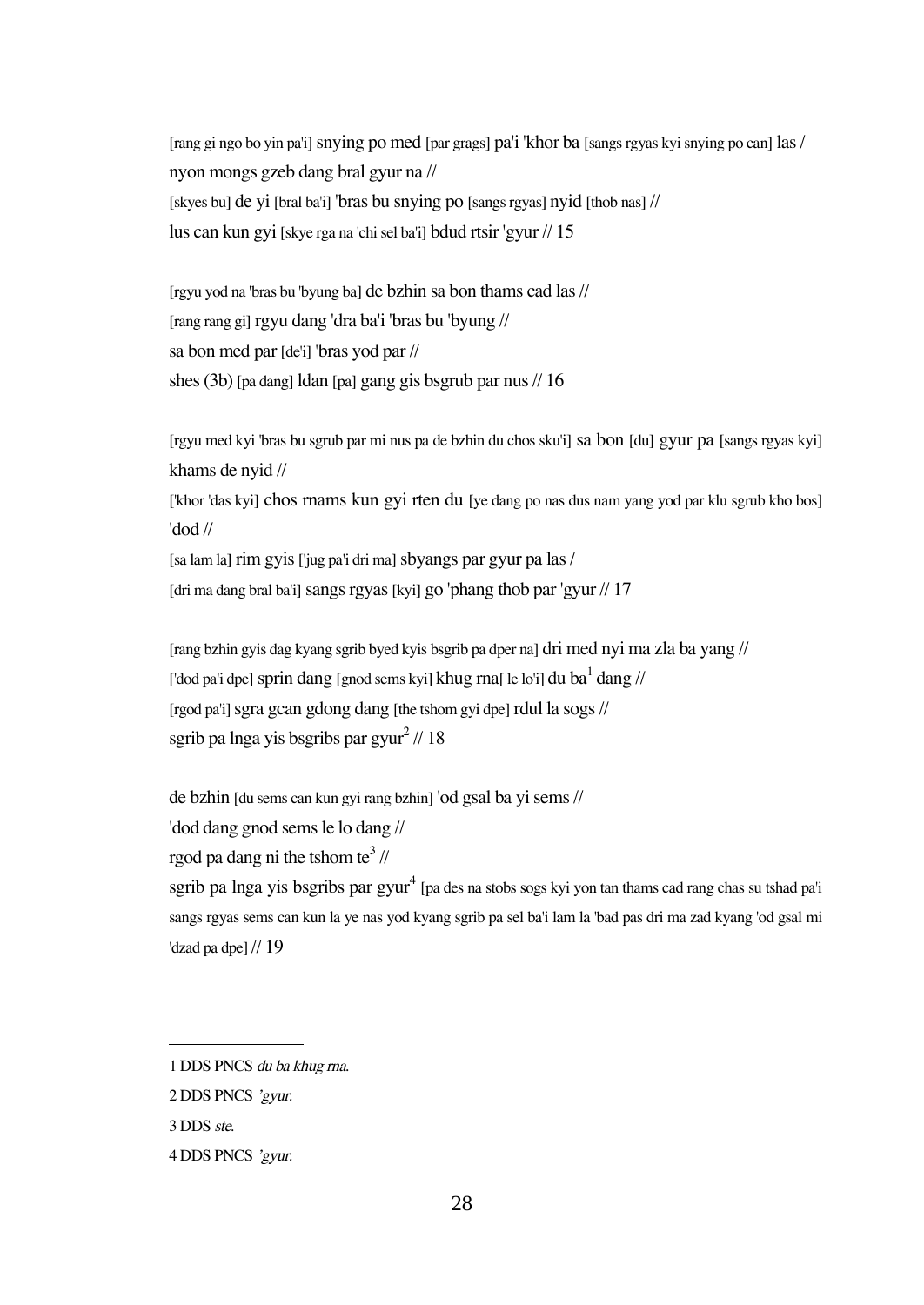[rang gi ngo bo yin pa'i] snying po med [par grags] pa'i 'khor ba [sangs rgyas kyi snying po can] las /
nyon mongs gzeb dang bral gyur na //
[skyes bu] de yi [bral ba'i] 'bras bu snying po [sangs rgyas] nyid [thob nas] //
lus can kun gyi [skye rga na 'chi sel ba'i] bdud rtsir 'gyur // 15

[rgyu yod na 'bras bu 'byung ba] de bzhin sa bon thams cad las //
[rang rang gi] rgyu dang 'dra ba'i 'bras bu 'byung //
sa bon med par [de'i] 'bras yod par //
shes (3b) [pa dang] ldan [pa] gang gis bsgrub par nus // 16

[rgyu med kyi 'bras bu sgrub par mi nus pa de bzhin du chos sku'i] sa bon [du] gyur pa [sangs rgyas kyi] khams de nyid //
['khor 'das kyi] chos rnams kun gyi rten du [ye dang po nas dus nam yang yod par klu sgrub kho bos] 'dod //
[sa lam la] rim gyis ['jug pa'i dri ma] sbyangs par gyur pa las /
[dri ma dang bral ba'i] sangs rgyas [kyi] go 'phang thob par 'gyur // 17

[rang bzhin gyis dag kyang sgrib byed kyis bsgrib pa dper na] dri med nyi ma zla ba yang //
['dod pa'i dpe] sprin dang [gnod sems kyi] khug rna[ le lo'i] du ba[1] dang //
[rgod pa'i] sgra gcan gdong dang [the tshom gyi dpe] rdul la sogs //
sgrib pa lnga yis bsgribs par gyur[2] // 18

de bzhin [du sems can kun gyi rang bzhin] 'od gsal ba yi sems //
'dod dang gnod sems le lo dang //
rgod pa dang ni the tshom te[3] //
sgrib pa lnga yis bsgribs par gyur[4] [pa des na stobs sogs kyi yon tan thams cad rang chas su tshad pa'i sangs rgyas sems can kun la ye nas yod kyang sgrib pa sel ba'i lam la 'bad pas dri ma zad kyang 'od gsal mi 'dzad pa dpe] // 19

---

1 DDS PNCS *du ba khug rna.*

2 DDS PNCS *'gyur.*

3 DDS *ste.*

4 DDS PNCS *'gyur.*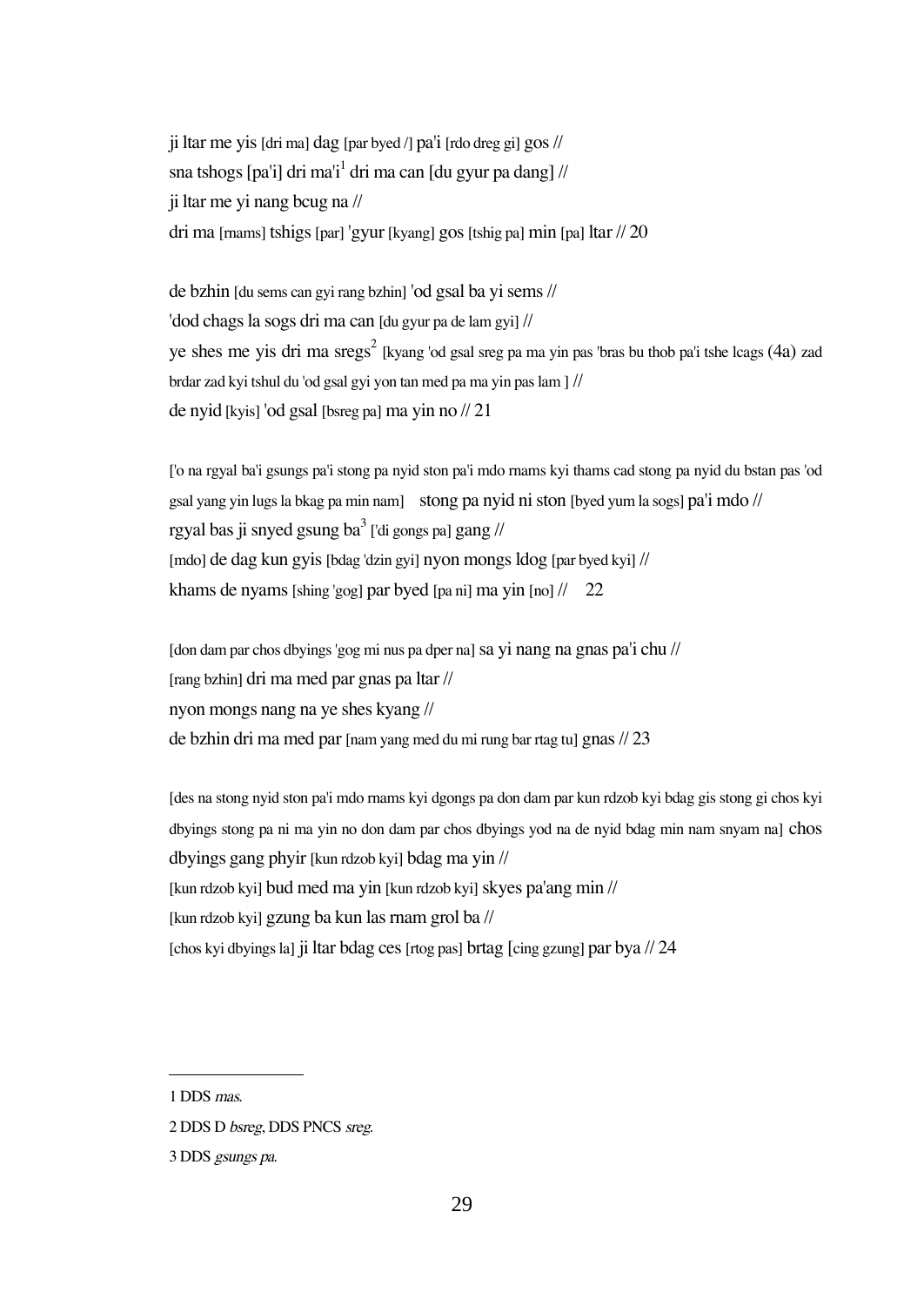ji ltar me yis [dri ma] dag [par byed /] pa'i [rdo dreg gi] gos //
sna tshogs [pa'i] dri ma'i[1] dri ma can [du gyur pa dang] //
ji ltar me yi nang bcug na //
dri ma [rnams] tshigs [par] 'gyur [kyang] gos [tshig pa] min [pa] ltar // 20

de bzhin [du sems can gyi rang bzhin] 'od gsal ba yi sems //
'dod chags la sogs dri ma can [du gyur pa de lam gyi] //
ye shes me yis dri ma sregs[2] [kyang 'od gsal sreg pa ma yin pas 'bras bu thob pa'i tshe lcags (4a) zad brdar zad kyi tshul du 'od gsal gyi yon tan med pa ma yin pas lam ] //
de nyid [kyis] 'od gsal [bsreg pa] ma yin no // 21

['o na rgyal ba'i gsungs pa'i stong pa nyid ston pa'i mdo rnams kyi thams cad stong pa nyid du bstan pas 'od gsal yang yin lugs la bkag pa min nam] stong pa nyid ni ston [byed yum la sogs] pa'i mdo //
rgyal bas ji snyed gsung ba[3] ['di gongs pa] gang //
[mdo] de dag kun gyis [bdag 'dzin gyi] nyon mongs ldog [par byed kyi] //
khams de nyams [shing 'gog] par byed [pa ni] ma yin [no] // 22

[don dam par chos dbyings 'gog mi nus pa dper na] sa yi nang na gnas pa'i chu //
[rang bzhin] dri ma med par gnas pa ltar //
nyon mongs nang na ye shes kyang //
de bzhin dri ma med par [nam yang med du mi rung bar rtag tu] gnas // 23

[des na stong nyid ston pa'i mdo rnams kyi dgongs pa don dam par kun rdzob kyi bdag gis stong gi chos kyi dbyings stong pa ni ma yin no don dam par chos dbyings yod na de nyid bdag min nam snyam na] chos dbyings gang phyir [kun rdzob kyi] bdag ma yin //
[kun rdzob kyi] bud med ma yin [kun rdzob kyi] skyes pa'ang min //
[kun rdzob kyi] gzung ba kun las rnam grol ba //
[chos kyi dbyings la] ji ltar bdag ces [rtog pas] brtag [cing gzung] par bya // 24

---

[1] DDS *mas*.

[2] DDS D *bsreg*, DDS PNCS *sreg*.

[3] DDS *gsungs pa*.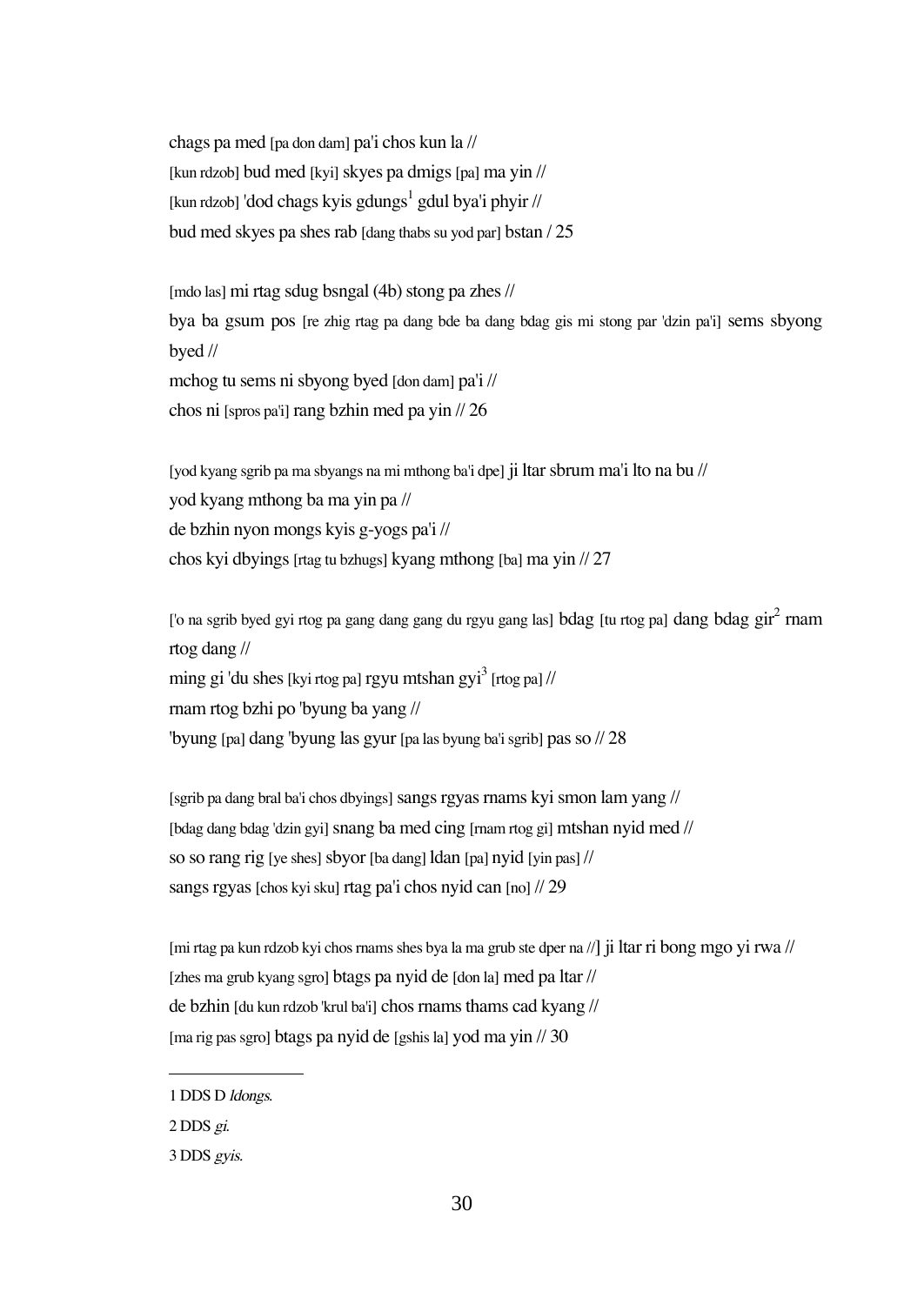chags pa med [pa don dam] pa'i chos kun la //
[kun rdzob] bud med [kyi] skyes pa dmigs [pa] ma yin //
[kun rdzob] 'dod chags kyis gdungs[1] gdul bya'i phyir //
bud med skyes pa shes rab [dang thabs su yod par] bstan / 25

[mdo las] mi rtag sdug bsngal (4b) stong pa zhes //
bya ba gsum pos [re zhig rtag pa dang bde ba dang bdag gis mi stong par 'dzin pa'i] sems sbyong byed //
mchog tu sems ni sbyong byed [don dam] pa'i //
chos ni [spros pa'i] rang bzhin med pa yin // 26

[yod kyang sgrib pa ma sbyangs na mi mthong ba'i dpe] ji ltar sbrum ma'i lto na bu //
yod kyang mthong ba ma yin pa //
de bzhin nyon mongs kyis g-yogs pa'i //
chos kyi dbyings [rtag tu bzhugs] kyang mthong [ba] ma yin // 27

['o na sgrib byed gyi rtog pa gang dang gang du rgyu gang las] bdag [tu rtog pa] dang bdag gir[2] rnam rtog dang //
ming gi 'du shes [kyi rtog pa] rgyu mtshan gyi[3] [rtog pa] //
rnam rtog bzhi po 'byung ba yang //
'byung [pa] dang 'byung las gyur [pa las byung ba'i sgrib] pas so // 28

[sgrib pa dang bral ba'i chos dbyings] sangs rgyas rnams kyi smon lam yang //
[bdag dang bdag 'dzin gyi] snang ba med cing [rnam rtog gi] mtshan nyid med //
so so rang rig [ye shes] sbyor [ba dang] ldan [pa] nyid [yin pas] //
sangs rgyas [chos kyi sku] rtag pa'i chos nyid can [no] // 29

[mi rtag pa kun rdzob kyi chos rnams shes bya la ma grub ste dper na //] ji ltar ri bong mgo yi rwa //
[zhes ma grub kyang sgro] btags pa nyid de [don la] med pa ltar //
de bzhin [du kun rdzob 'krul ba'i] chos rnams thams cad kyang //
[ma rig pas sgro] btags pa nyid de [gshis la] yod ma yin // 30

---

1 DDS D *ldongs*.

2 DDS *gi*.

3 DDS *gyis*.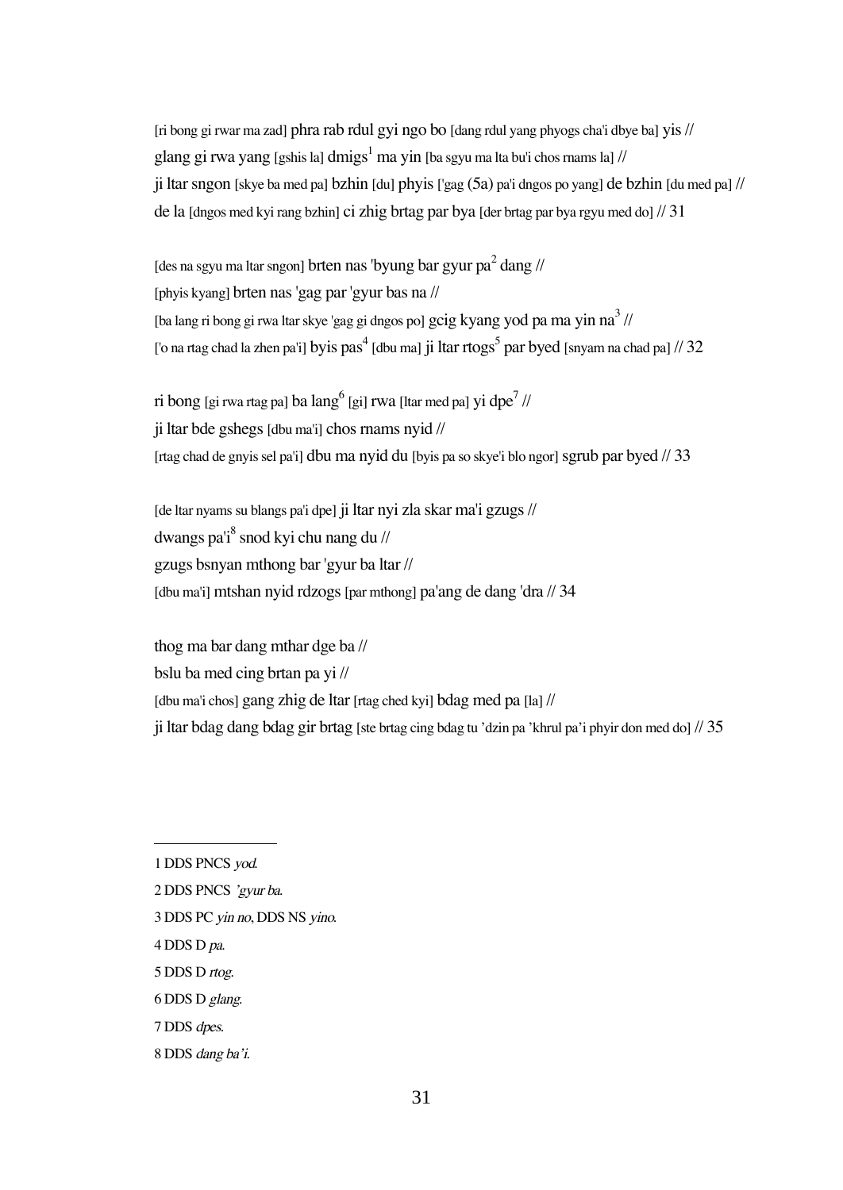[ri bong gi rwar ma zad] phra rab rdul gyi ngo bo [dang rdul yang phyogs cha'i dbye ba] yis //
glang gi rwa yang [gshis la] dmigs[1] ma yin [ba sgyu ma lta bu'i chos rnams la] //
ji ltar sngon [skye ba med pa] bzhin [du] phyis ['gag (5a) pa'i dngos po yang] de bzhin [du med pa] //
de la [dngos med kyi rang bzhin] ci zhig brtag par bya [der brtag par bya rgyu med do] // 31

[des na sgyu ma ltar sngon] brten nas 'byung bar gyur pa[2] dang //
[phyis kyang] brten nas 'gag par 'gyur bas na //
[ba lang ri bong gi rwa ltar skye 'gag gi dngos po] gcig kyang yod pa ma yin na[3] //
['o na rtag chad la zhen pa'i] byis pas[4] [dbu ma] ji ltar rtogs[5] par byed [snyam na chad pa] // 32

ri bong [gi rwa rtag pa] ba lang[6] [gi] rwa [ltar med pa] yi dpe[7] //
ji ltar bde gshegs [dbu ma'i] chos rnams nyid //
[rtag chad de gnyis sel pa'i] dbu ma nyid du [byis pa so skye'i blo ngor] sgrub par byed // 33

[de ltar nyams su blangs pa'i dpe] ji ltar nyi zla skar ma'i gzugs //
dwangs pa'i[8] snod kyi chu nang du //
gzugs bsnyan mthong bar 'gyur ba ltar //
[dbu ma'i] mtshan nyid rdzogs [par mthong] pa'ang de dang 'dra // 34

thog ma bar dang mthar dge ba //
bslu ba med cing brtan pa yi //
[dbu ma'i chos] gang zhig de ltar [rtag ched kyi] bdag med pa [la] //
ji ltar bdag dang bdag gir brtag [ste brtag cing bdag tu 'dzin pa 'khrul pa'i phyir don med do] // 35

---

1 DDS PNCS *yod*.

2 DDS PNCS *'gyur ba*.

3 DDS PC *yin no*, DDS NS *yino*.

4 DDS D *pa*.

5 DDS D *rtog*.

6 DDS D *glang*.

7 DDS *dpes*.

8 DDS *dang ba'i*.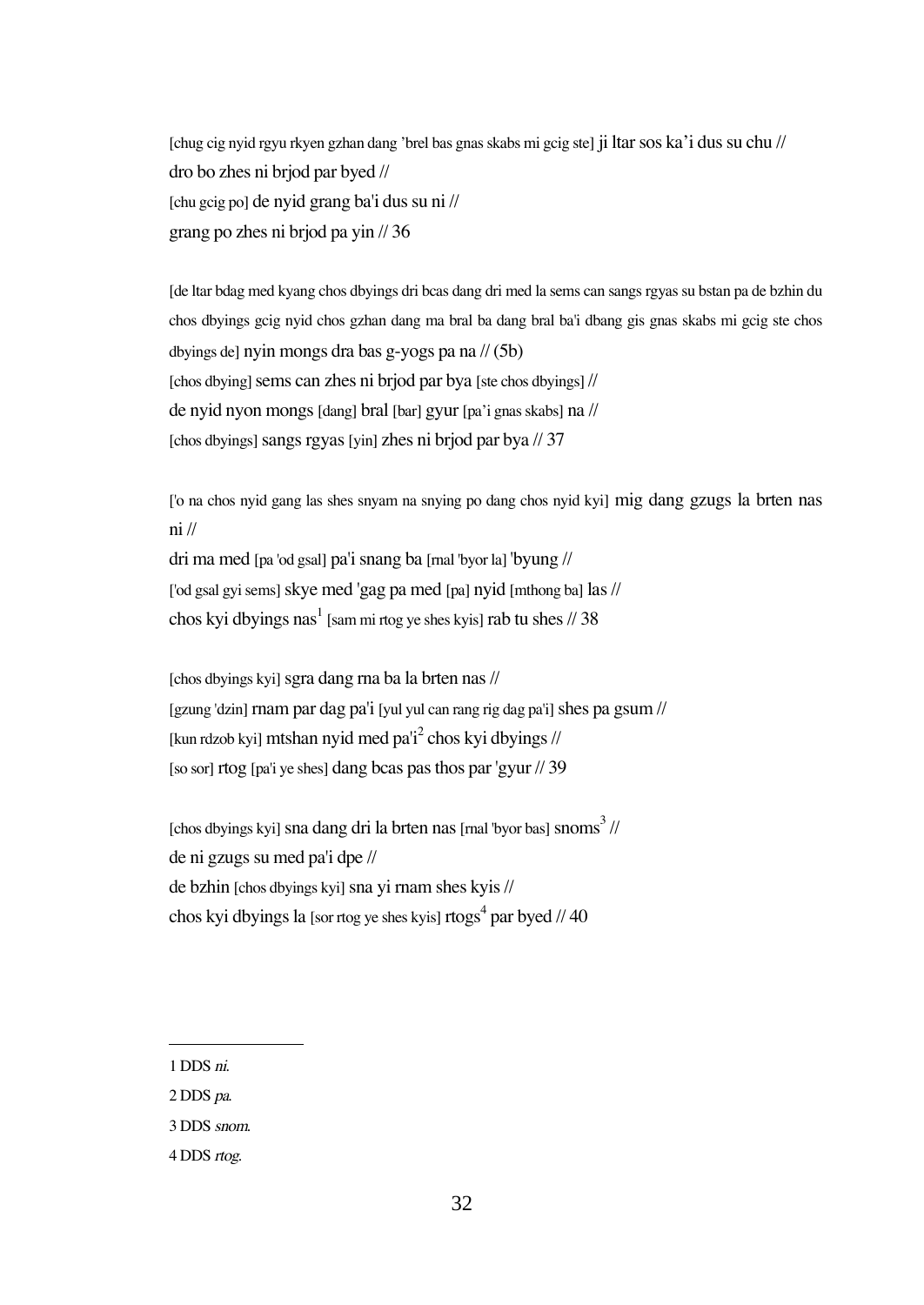[chug cig nyid rgyu rkyen gzhan dang 'brel bas gnas skabs mi gcig ste] ji ltar sos ka'i dus su chu //
dro bo zhes ni brjod par byed //
[chu gcig po] de nyid grang ba'i dus su ni //
grang po zhes ni brjod pa yin // 36

[de ltar bdag med kyang chos dbyings dri bcas dang dri med la sems can sangs rgyas su bstan pa de bzhin du chos dbyings gcig nyid chos gzhan dang ma bral ba dang bral ba'i dbang gis gnas skabs mi gcig ste chos dbyings de] nyin mongs dra bas g-yogs pa na // (5b)
[chos dbying] sems can zhes ni brjod par bya [ste chos dbyings] //
de nyid nyon mongs [dang] bral [bar] gyur [pa'i gnas skabs] na //
[chos dbyings] sangs rgyas [yin] zhes ni brjod par bya // 37

['o na chos nyid gang las shes snyam na snying po dang chos nyid kyi] mig dang gzugs la brten nas ni //
dri ma med [pa 'od gsal] pa'i snang ba [rnal 'byor la] 'byung //
['od gsal gyi sems] skye med 'gag pa med [pa] nyid [mthong ba] las //
chos kyi dbyings nas[1] [sam mi rtog ye shes kyis] rab tu shes // 38

[chos dbyings kyi] sgra dang rna ba la brten nas //
[gzung 'dzin] rnam par dag pa'i [yul yul can rang rig dag pa'i] shes pa gsum //
[kun rdzob kyi] mtshan nyid med pa'i[2] chos kyi dbyings //
[so sor] rtog [pa'i ye shes] dang bcas pas thos par 'gyur // 39

[chos dbyings kyi] sna dang dri la brten nas [rnal 'byor bas] snoms[3] //
de ni gzugs su med pa'i dpe //
de bzhin [chos dbyings kyi] sna yi rnam shes kyis //
chos kyi dbyings la [sor rtog ye shes kyis] rtogs[4] par byed // 40

---

1 DDS *ni*.

2 DDS *pa*.

3 DDS *snom*.

4 DDS *rtog*.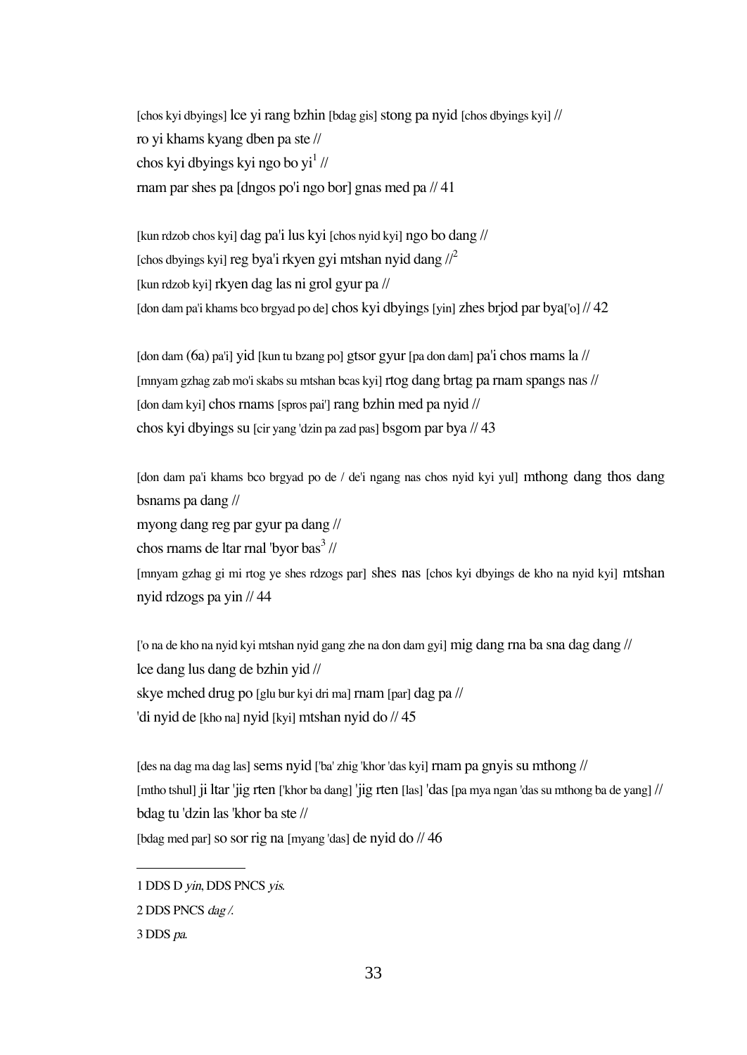[chos kyi dbyings] lce yi rang bzhin [bdag gis] stong pa nyid [chos dbyings kyi] //
ro yi khams kyang dben pa ste //
chos kyi dbyings kyi ngo bo yi[1] //
rnam par shes pa [dngos po'i ngo bor] gnas med pa // 41

[kun rdzob chos kyi] dag pa'i lus kyi [chos nyid kyi] ngo bo dang //
[chos dbyings kyi] reg bya'i rkyen gyi mtshan nyid dang //[2]
[kun rdzob kyi] rkyen dag las ni grol gyur pa //
[don dam pa'i khams bco brgyad po de] chos kyi dbyings [yin] zhes brjod par bya['o] // 42

[don dam (6a) pa'i] yid [kun tu bzang po] gtsor gyur [pa don dam] pa'i chos rnams la //
[mnyam gzhag zab mo'i skabs su mtshan bcas kyi] rtog dang brtag pa rnam spangs nas //
[don dam kyi] chos rnams [spros pai'] rang bzhin med pa nyid //
chos kyi dbyings su [cir yang 'dzin pa zad pas] bsgom par bya // 43

[don dam pa'i khams bco brgyad po de / de'i ngang nas chos nyid kyi yul] mthong dang thos dang bsnams pa dang //
myong dang reg par gyur pa dang //
chos rnams de ltar rnal 'byor bas[3] //
[mnyam gzhag gi mi rtog ye shes rdzogs par] shes nas [chos kyi dbyings de kho na nyid kyi] mtshan nyid rdzogs pa yin // 44

['o na de kho na nyid kyi mtshan nyid gang zhe na don dam gyi] mig dang rna ba sna dag dang //
lce dang lus dang de bzhin yid //
skye mched drug po [glu bur kyi dri ma] rnam [par] dag pa //
'di nyid de [kho na] nyid [kyi] mtshan nyid do // 45

[des na dag ma dag las] sems nyid ['ba' zhig 'khor 'das kyi] rnam pa gnyis su mthong //
[mtho tshul] ji ltar 'jig rten ['khor ba dang] 'jig rten [las] 'das [pa mya ngan 'das su mthong ba de yang] //
bdag tu 'dzin las 'khor ba ste //
[bdag med par] so sor rig na [myang 'das] de nyid do // 46

---

1 DDS D *yin*, DDS PNCS *yis*.

2 DDS PNCS *dag /*.

3 DDS *pa*.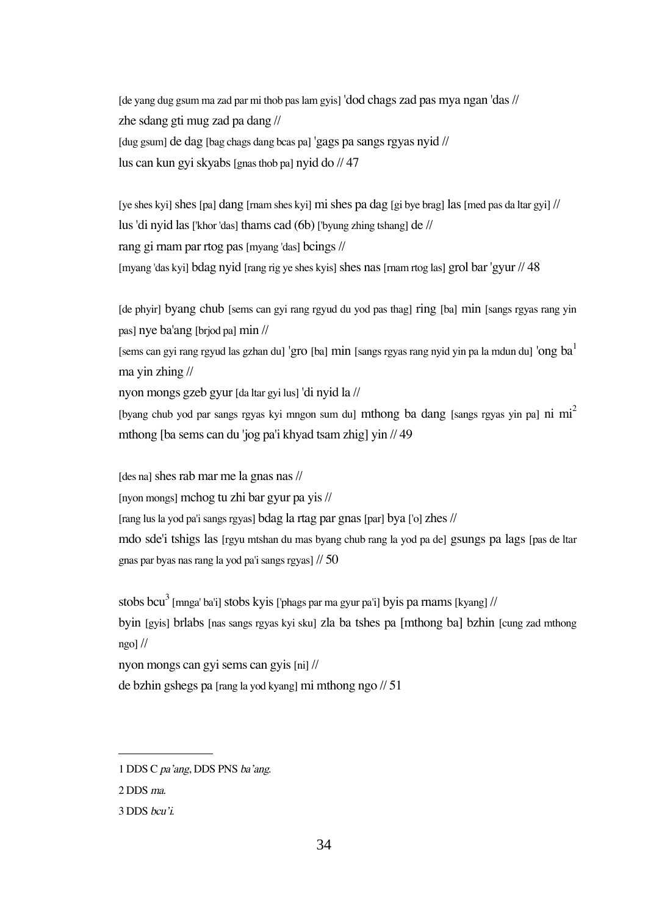[de yang dug gsum ma zad par mi thob pas lam gyis] 'dod chags zad pas mya ngan 'das //
zhe sdang gti mug zad pa dang //
[dug gsum] de dag [bag chags dang bcas pa] 'gags pa sangs rgyas nyid //
lus can kun gyi skyabs [gnas thob pa] nyid do // 47

[ye shes kyi] shes [pa] dang [rnam shes kyi] mi shes pa dag [gi bye brag] las [med pas da ltar gyi] //
lus 'di nyid las ['khor 'das] thams cad (6b) ['byung zhing tshang] de //
rang gi rnam par rtog pas [myang 'das] bcings //
[myang 'das kyi] bdag nyid [rang rig ye shes kyis] shes nas [rnam rtog las] grol bar 'gyur // 48

[de phyir] byang chub [sems can gyi rang rgyud du yod pas thag] ring [ba] min [sangs rgyas rang yin pas] nye ba'ang [brjod pa] min //
[sems can gyi rang rgyud las gzhan du] 'gro [ba] min [sangs rgyas rang nyid yin pa la mdun du] 'ong ba[1] ma yin zhing //
nyon mongs gzeb gyur [da ltar gyi lus] 'di nyid la //
[byang chub yod par sangs rgyas kyi mngon sum du] mthong ba dang [sangs rgyas yin pa] ni mi[2] mthong [ba sems can du 'jog pa'i khyad tsam zhig] yin // 49

[des na] shes rab mar me la gnas nas //
[nyon mongs] mchog tu zhi bar gyur pa yis //
[rang lus la yod pa'i sangs rgyas] bdag la rtag par gnas [par] bya ['o] zhes //
mdo sde'i tshigs las [rgyu mtshan du mas byang chub rang la yod pa de] gsungs pa lags [pas de ltar gnas par byas nas rang la yod pa'i sangs rgyas] // 50

stobs bcu[3] [mnga' ba'i] stobs kyis ['phags par ma gyur pa'i] byis pa rnams [kyang] //
byin [gyis] brlabs [nas sangs rgyas kyi sku] zla ba tshes pa [mthong ba] bzhin [cung zad mthong ngo] //
nyon mongs can gyi sems can gyis [ni] //
de bzhin gshegs pa [rang la yod kyang] mi mthong ngo // 51

---

1 DDS C *pa'ang*, DDS PNS *ba'ang*.

2 DDS *ma*.

3 DDS *bcu'i*.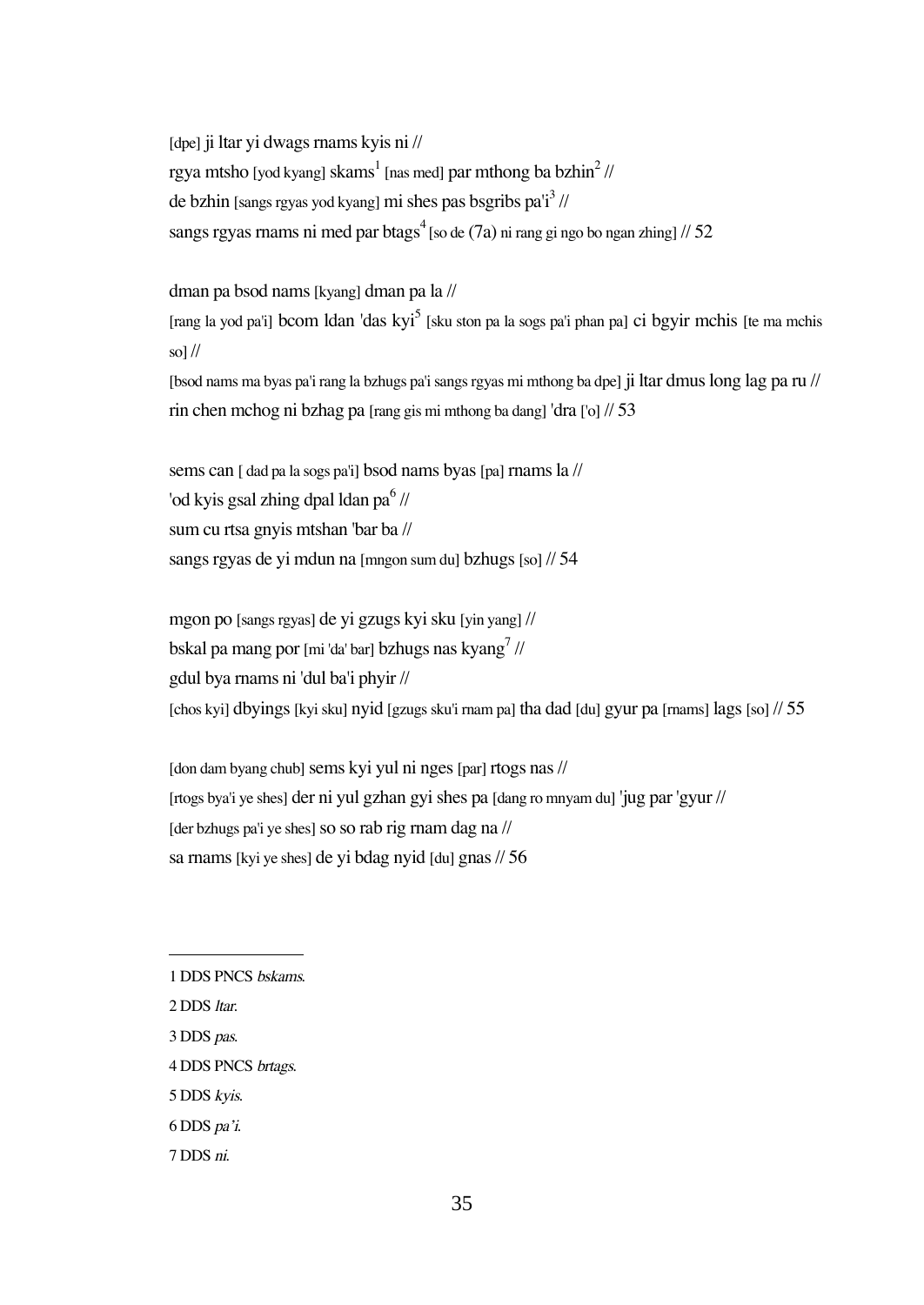[dpe] ji ltar yi dwags rnams kyis ni //
rgya mtsho [yod kyang] skams[1] [nas med] par mthong ba bzhin[2] //
de bzhin [sangs rgyas yod kyang] mi shes pas bsgribs pa'i[3] //
sangs rgyas rnams ni med par btags[4] [so de (7a) ni rang gi ngo bo ngan zhing] // 52

dman pa bsod nams [kyang] dman pa la //
[rang la yod pa'i] bcom ldan 'das kyi[5] [sku ston pa la sogs pa'i phan pa] ci bgyir mchis [te ma mchis so] //
[bsod nams ma byas pa'i rang la bzhugs pa'i sangs rgyas mi mthong ba dpe] ji ltar dmus long lag pa ru //
rin chen mchog ni bzhag pa [rang gis mi mthong ba dang] 'dra ['o] // 53

sems can [ dad pa la sogs pa'i] bsod nams byas [pa] rnams la //
'od kyis gsal zhing dpal ldan pa[6] //
sum cu rtsa gnyis mtshan 'bar ba //
sangs rgyas de yi mdun na [mngon sum du] bzhugs [so] // 54

mgon po [sangs rgyas] de yi gzugs kyi sku [yin yang] //
bskal pa mang por [mi 'da' bar] bzhugs nas kyang[7] //
gdul bya rnams ni 'dul ba'i phyir //
[chos kyi] dbyings [kyi sku] nyid [gzugs sku'i rnam pa] tha dad [du] gyur pa [rnams] lags [so] // 55

[don dam byang chub] sems kyi yul ni nges [par] rtogs nas //
[rtogs bya'i ye shes] der ni yul gzhan gyi shes pa [dang ro mnyam du] 'jug par 'gyur //
[der bzhugs pa'i ye shes] so so rab rig rnam dag na //
sa rnams [kyi ye shes] de yi bdag nyid [du] gnas // 56

---

1 DDS PNCS *bskams*.

2 DDS *ltar*.

3 DDS *pas*.

4 DDS PNCS *brtags*.

5 DDS *kyis*.

6 DDS *pa'i*.

7 DDS *ni*.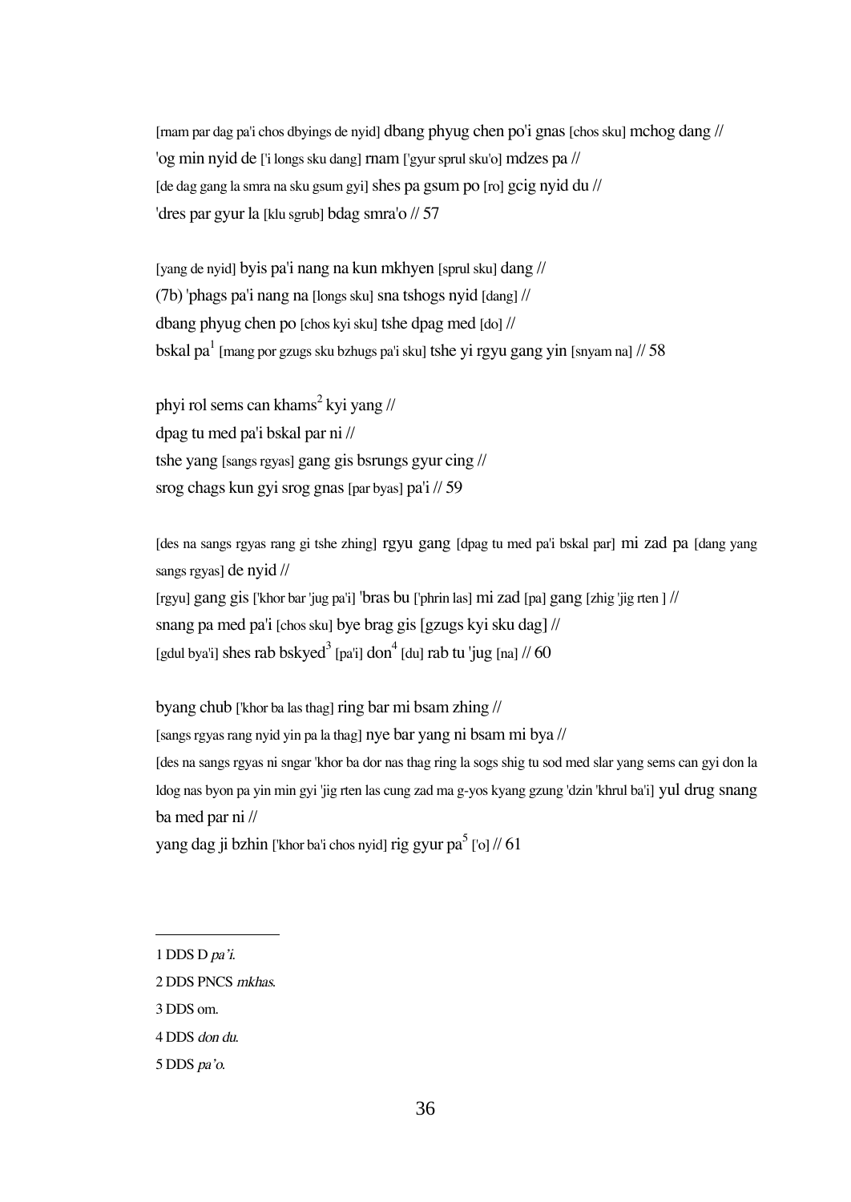[rnam par dag pa'i chos dbyings de nyid] dbang phyug chen po'i gnas [chos sku] mchog dang //
'og min nyid de ['i longs sku dang] rnam ['gyur sprul sku'o] mdzes pa //
[de dag gang la smra na sku gsum gyi] shes pa gsum po [ro] gcig nyid du //
'dres par gyur la [klu sgrub] bdag smra'o // 57

[yang de nyid] byis pa'i nang na kun mkhyen [sprul sku] dang //
(7b) 'phags pa'i nang na [longs sku] sna tshogs nyid [dang] //
dbang phyug chen po [chos kyi sku] tshe dpag med [do] //
bskal pa[1] [mang por gzugs sku bzhugs pa'i sku] tshe yi rgyu gang yin [snyam na] // 58

phyi rol sems can khams[2] kyi yang //
dpag tu med pa'i bskal par ni //
tshe yang [sangs rgyas] gang gis bsrungs gyur cing //
srog chags kun gyi srog gnas [par byas] pa'i // 59

[des na sangs rgyas rang gi tshe zhing] rgyu gang [dpag tu med pa'i bskal par] mi zad pa [dang yang sangs rgyas] de nyid //
[rgyu] gang gis ['khor bar 'jug pa'i] 'bras bu ['phrin las] mi zad [pa] gang [zhig 'jig rten ] //
snang pa med pa'i [chos sku] bye brag gis [gzugs kyi sku dag] //
[gdul bya'i] shes rab bskyed[3] [pa'i] don[4] [du] rab tu 'jug [na] // 60

byang chub ['khor ba las thag] ring bar mi bsam zhing //
[sangs rgyas rang nyid yin pa la thag] nye bar yang ni bsam mi bya //
[des na sangs rgyas ni sngar 'khor ba dor nas thag ring la sogs shig tu sod med slar yang sems can gyi don la ldog nas byon pa yin min gyi 'jig rten las cung zad ma g-yos kyang gzung 'dzin 'khrul ba'i] yul drug snang ba med par ni //
yang dag ji bzhin ['khor ba'i chos nyid] rig gyur pa[5] ['o] // 61

---

1 DDS D *pa'i*.

2 DDS PNCS *mkhas*.

3 DDS om.

4 DDS *don du*.

5 DDS *pa'o*.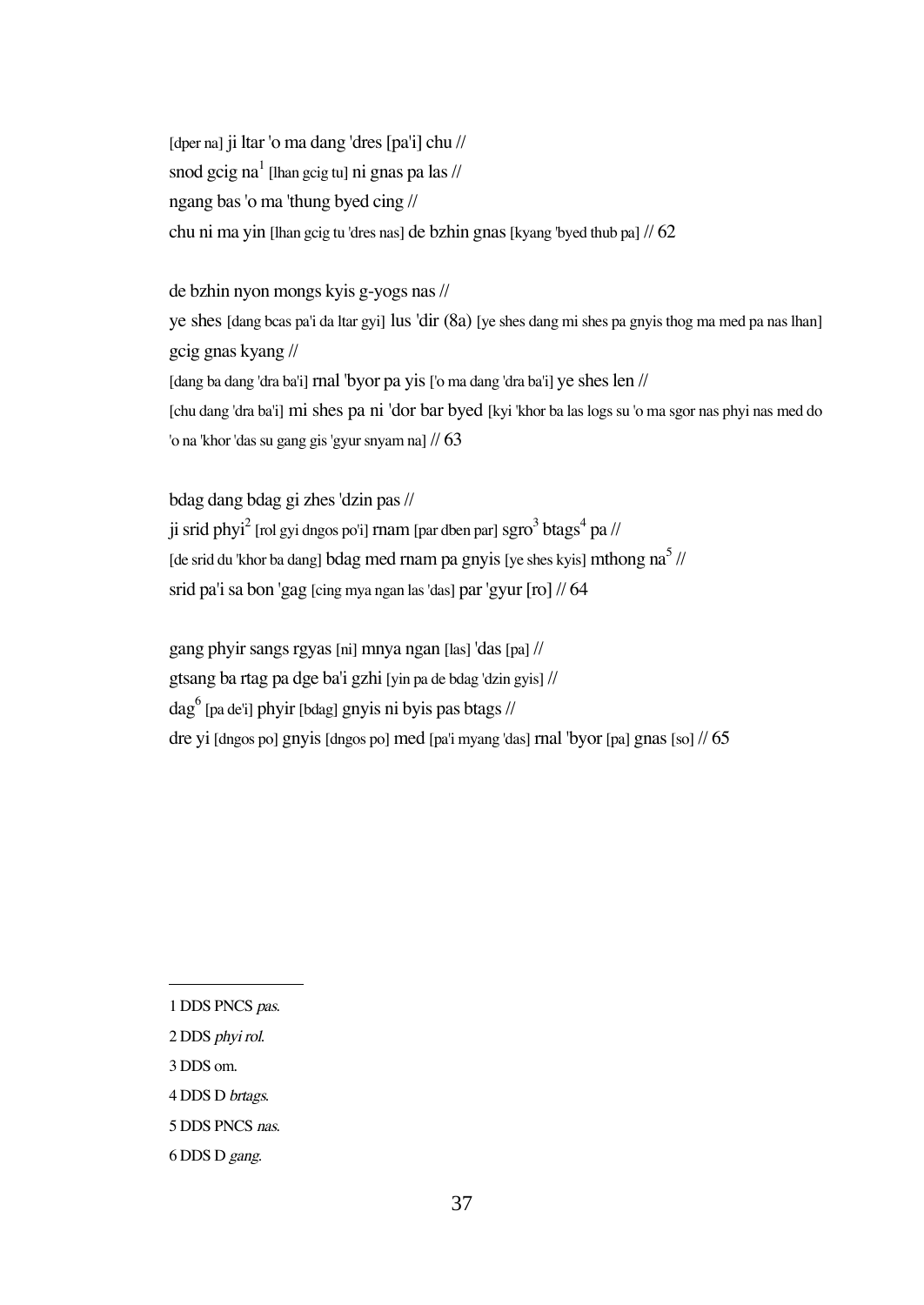[dper na] ji ltar 'o ma dang 'dres [pa'i] chu //
snod gcig na[1] [lhan gcig tu] ni gnas pa las //
ngang bas 'o ma 'thung byed cing //
chu ni ma yin [lhan gcig tu 'dres nas] de bzhin gnas [kyang 'byed thub pa] // 62

de bzhin nyon mongs kyis g-yogs nas //
ye shes [dang bcas pa'i da ltar gyi] lus 'dir (8a) [ye shes dang mi shes pa gnyis thog ma med pa nas lhan] gcig gnas kyang //
[dang ba dang 'dra ba'i] rnal 'byor pa yis ['o ma dang 'dra ba'i] ye shes len //
[chu dang 'dra ba'i] mi shes pa ni 'dor bar byed [kyi 'khor ba las logs su 'o ma sgor nas phyi nas med do 'o na 'khor 'das su gang gis 'gyur snyam na] // 63

bdag dang bdag gi zhes 'dzin pas //
ji srid phyi[2] [rol gyi dngos po'i] rnam [par dben par] sgro[3] btags[4] pa //
[de srid du 'khor ba dang] bdag med rnam pa gnyis [ye shes kyis] mthong na[5] //
srid pa'i sa bon 'gag [cing mya ngan las 'das] par 'gyur [ro] // 64

gang phyir sangs rgyas [ni] mnya ngan [las] 'das [pa] //
gtsang ba rtag pa dge ba'i gzhi [yin pa de bdag 'dzin gyis] //
dag[6] [pa de'i] phyir [bdag] gnyis ni byis pas btags //
dre yi [dngos po] gnyis [dngos po] med [pa'i myang 'das] rnal 'byor [pa] gnas [so] // 65

---

1 DDS PNCS *pas*.

2 DDS *phyi rol*.

3 DDS om.

4 DDS D *brtags*.

5 DDS PNCS *nas*.

6 DDS D *gang*.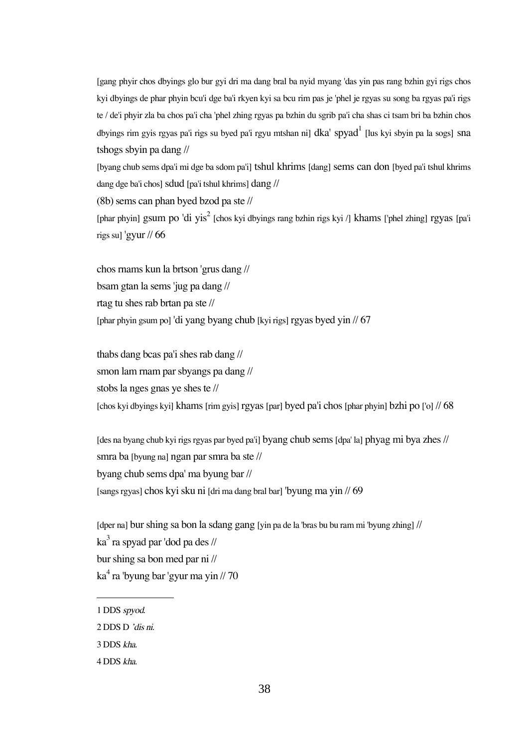[gang phyir chos dbyings glo bur gyi dri ma dang bral ba nyid myang 'das yin pas rang bzhin gyi rigs chos kyi dbyings de phar phyin bcu'i dge ba'i rkyen kyi sa bcu rim pas je 'phel je rgyas su song ba rgyas pa'i rigs te / de'i phyir zla ba chos pa'i cha 'phel zhing rgyas pa bzhin du sgrib pa'i cha shas ci tsam bri ba bzhin chos dbyings rim gyis rgyas pa'i rigs su byed pa'i rgyu mtshan ni] dka' spyad[1] [lus kyi sbyin pa la sogs] sna tshogs sbyin pa dang //

[byang chub sems dpa'i mi dge ba sdom pa'i] tshul khrims [dang] sems can don [byed pa'i tshul khrims dang dge ba'i chos] sdud [pa'i tshul khrims] dang //

(8b) sems can phan byed bzod pa ste //

[phar phyin] gsum po 'di yis[2] [chos kyi dbyings rang bzhin rigs kyi /] khams ['phel zhing] rgyas [pa'i rigs su] 'gyur // 66

chos rnams kun la brtson 'grus dang //
bsam gtan la sems 'jug pa dang //
rtag tu shes rab brtan pa ste //
[phar phyin gsum po] 'di yang byang chub [kyi rigs] rgyas byed yin // 67

thabs dang bcas pa'i shes rab dang //
smon lam rnam par sbyangs pa dang //
stobs la nges gnas ye shes te //
[chos kyi dbyings kyi] khams [rim gyis] rgyas [par] byed pa'i chos [phar phyin] bzhi po ['o] // 68

[des na byang chub kyi rigs rgyas par byed pa'i] byang chub sems [dpa' la] phyag mi bya zhes //
smra ba [byung na] ngan par smra ba ste //
byang chub sems dpa' ma byung bar //
[sangs rgyas] chos kyi sku ni [dri ma dang bral bar] 'byung ma yin // 69

[dper na] bur shing sa bon la sdang gang [yin pa de la 'bras bu bu ram mi 'byung zhing] //
ka[3] ra spyad par 'dod pa des //
bur shing sa bon med par ni //
ka[4] ra 'byung bar 'gyur ma yin // 70

---

1 DDS *spyod*.

2 DDS D *'dis ni*.

3 DDS *kha*.

4 DDS *kha*.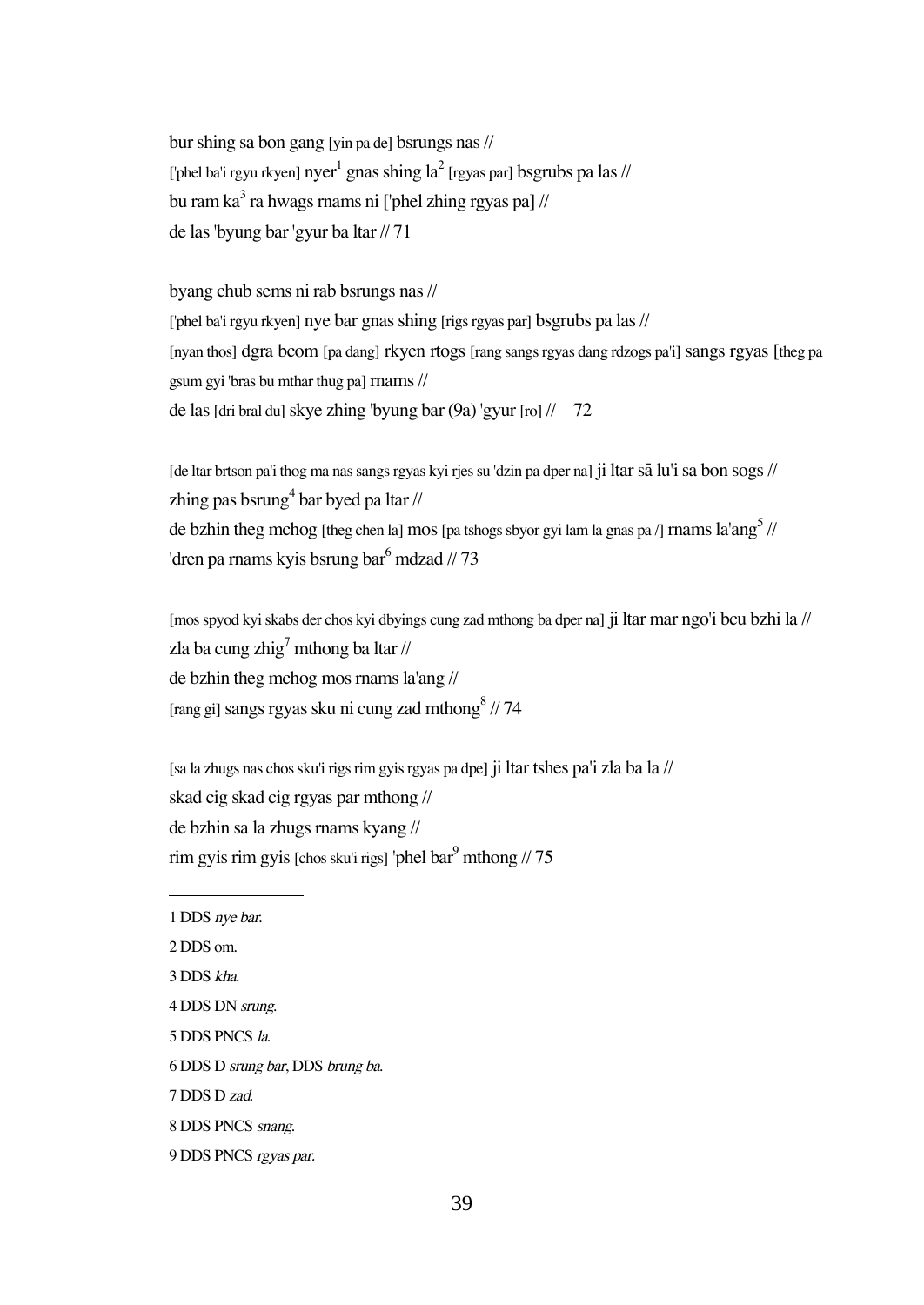bur shing sa bon gang [yin pa de] bsrungs nas //
['phel ba'i rgyu rkyen] nyer[1] gnas shing la[2] [rgyas par] bsgrubs pa las //
bu ram ka[3] ra hwags rnams ni ['phel zhing rgyas pa] //
de las 'byung bar 'gyur ba ltar // 71

byang chub sems ni rab bsrungs nas //
['phel ba'i rgyu rkyen] nye bar gnas shing [rigs rgyas par] bsgrubs pa las //
[nyan thos] dgra bcom [pa dang] rkyen rtogs [rang sangs rgyas dang rdzogs pa'i] sangs rgyas [theg pa gsum gyi 'bras bu mthar thug pa] rnams //
de las [dri bral du] skye zhing 'byung bar (9a) 'gyur [ro] // 72

[de ltar brtson pa'i thog ma nas sangs rgyas kyi rjes su 'dzin pa dper na] ji ltar sā lu'i sa bon sogs //
zhing pas bsrung[4] bar byed pa ltar //
de bzhin theg mchog [theg chen la] mos [pa tshogs sbyor gyi lam la gnas pa /] rnams la'ang[5] //
'dren pa rnams kyis bsrung bar[6] mdzad // 73

[mos spyod kyi skabs der chos kyi dbyings cung zad mthong ba dper na] ji ltar mar ngo'i bcu bzhi la //
zla ba cung zhig[7] mthong ba ltar //
de bzhin theg mchog mos rnams la'ang //
[rang gi] sangs rgyas sku ni cung zad mthong[8] // 74

[sa la zhugs nas chos sku'i rigs rim gyis rgyas pa dpe] ji ltar tshes pa'i zla ba la //
skad cig skad cig rgyas par mthong //
de bzhin sa la zhugs rnams kyang //
rim gyis rim gyis [chos sku'i rigs] 'phel bar[9] mthong // 75

---

1 DDS *nye bar*.

2 DDS om.

3 DDS *kha*.

4 DDS DN *srung*.

5 DDS PNCS *la*.

6 DDS D *srung bar*, DDS *brung ba*.

7 DDS D *zad*.

8 DDS PNCS *snang*.

9 DDS PNCS *rgyas par*.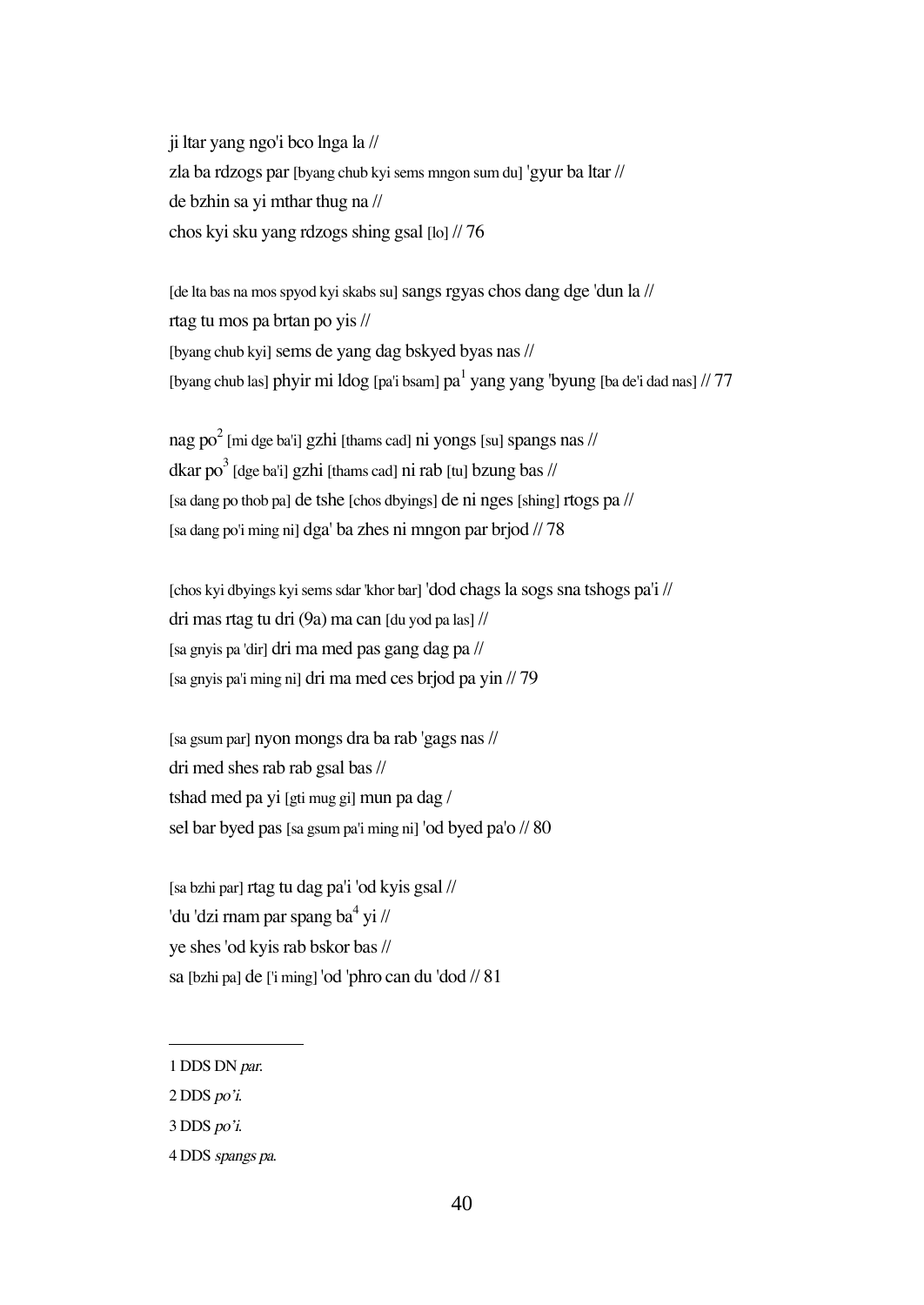ji ltar yang ngo'i bco lnga la //
zla ba rdzogs par [byang chub kyi sems mngon sum du] 'gyur ba ltar //
de bzhin sa yi mthar thug na //
chos kyi sku yang rdzogs shing gsal [lo] // 76

[de lta bas na mos spyod kyi skabs su] sangs rgyas chos dang dge 'dun la //
rtag tu mos pa brtan po yis //
[byang chub kyi] sems de yang dag bskyed byas nas //
[byang chub las] phyir mi ldog [pa'i bsam] pa[1] yang yang 'byung [ba de'i dad nas] // 77

nag po[2] [mi dge ba'i] gzhi [thams cad] ni yongs [su] spangs nas //
dkar po[3] [dge ba'i] gzhi [thams cad] ni rab [tu] bzung bas //
[sa dang po thob pa] de tshe [chos dbyings] de ni nges [shing] rtogs pa //
[sa dang po'i ming ni] dga' ba zhes ni mngon par brjod // 78

[chos kyi dbyings kyi sems sdar 'khor bar] 'dod chags la sogs sna tshogs pa'i //
dri mas rtag tu dri (9a) ma can [du yod pa las] //
[sa gnyis pa 'dir] dri ma med pas gang dag pa //
[sa gnyis pa'i ming ni] dri ma med ces brjod pa yin // 79

[sa gsum par] nyon mongs dra ba rab 'gags nas //
dri med shes rab rab gsal bas //
tshad med pa yi [gti mug gi] mun pa dag /
sel bar byed pas [sa gsum pa'i ming ni] 'od byed pa'o // 80

[sa bzhi par] rtag tu dag pa'i 'od kyis gsal //
'du 'dzi rnam par spang ba[4] yi //
ye shes 'od kyis rab bskor bas //
sa [bzhi pa] de ['i ming] 'od 'phro can du 'dod // 81

---

1 DDS DN *par.*

2 DDS *po'i.*

3 DDS *po'i.*

4 DDS *spangs pa.*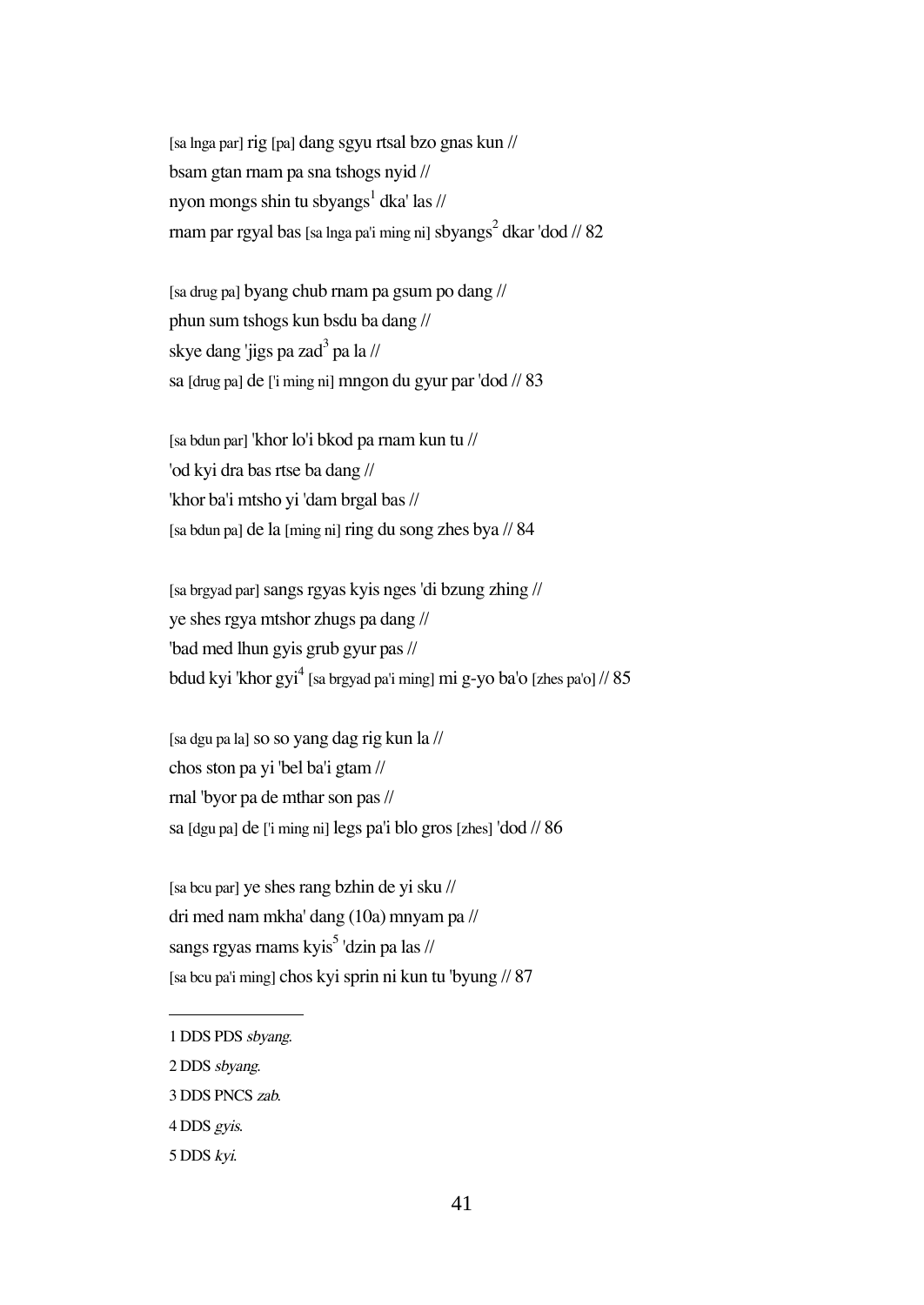[sa lnga par] rig [pa] dang sgyu rtsal bzo gnas kun //
bsam gtan rnam pa sna tshogs nyid //
nyon mongs shin tu sbyangs[1] dka' las //
rnam par rgyal bas [sa lnga pa'i ming ni] sbyangs[2] dkar 'dod // 82

[sa drug pa] byang chub rnam pa gsum po dang //
phun sum tshogs kun bsdu ba dang //
skye dang 'jigs pa zad[3] pa la //
sa [drug pa] de ['i ming ni] mngon du gyur par 'dod // 83

[sa bdun par] 'khor lo'i bkod pa rnam kun tu //
'od kyi dra bas rtse ba dang //
'khor ba'i mtsho yi 'dam brgal bas //
[sa bdun pa] de la [ming ni] ring du song zhes bya // 84

[sa brgyad par] sangs rgyas kyis nges 'di bzung zhing //
ye shes rgya mtshor zhugs pa dang //
'bad med lhun gyis grub gyur pas //
bdud kyi 'khor gyi[4] [sa brgyad pa'i ming] mi g-yo ba'o [zhes pa'o] // 85

[sa dgu pa la] so so yang dag rig kun la //
chos ston pa yi 'bel ba'i gtam //
rnal 'byor pa de mthar son pas //
sa [dgu pa] de ['i ming ni] legs pa'i blo gros [zhes] 'dod // 86

[sa bcu par] ye shes rang bzhin de yi sku //
dri med nam mkha' dang (10a) mnyam pa //
sangs rgyas rnams kyis[5] 'dzin pa las //
[sa bcu pa'i ming] chos kyi sprin ni kun tu 'byung // 87

---

1 DDS PDS *sbyang*.

2 DDS *sbyang*.

3 DDS PNCS *zab*.

4 DDS *gyis*.

5 DDS *kyi*.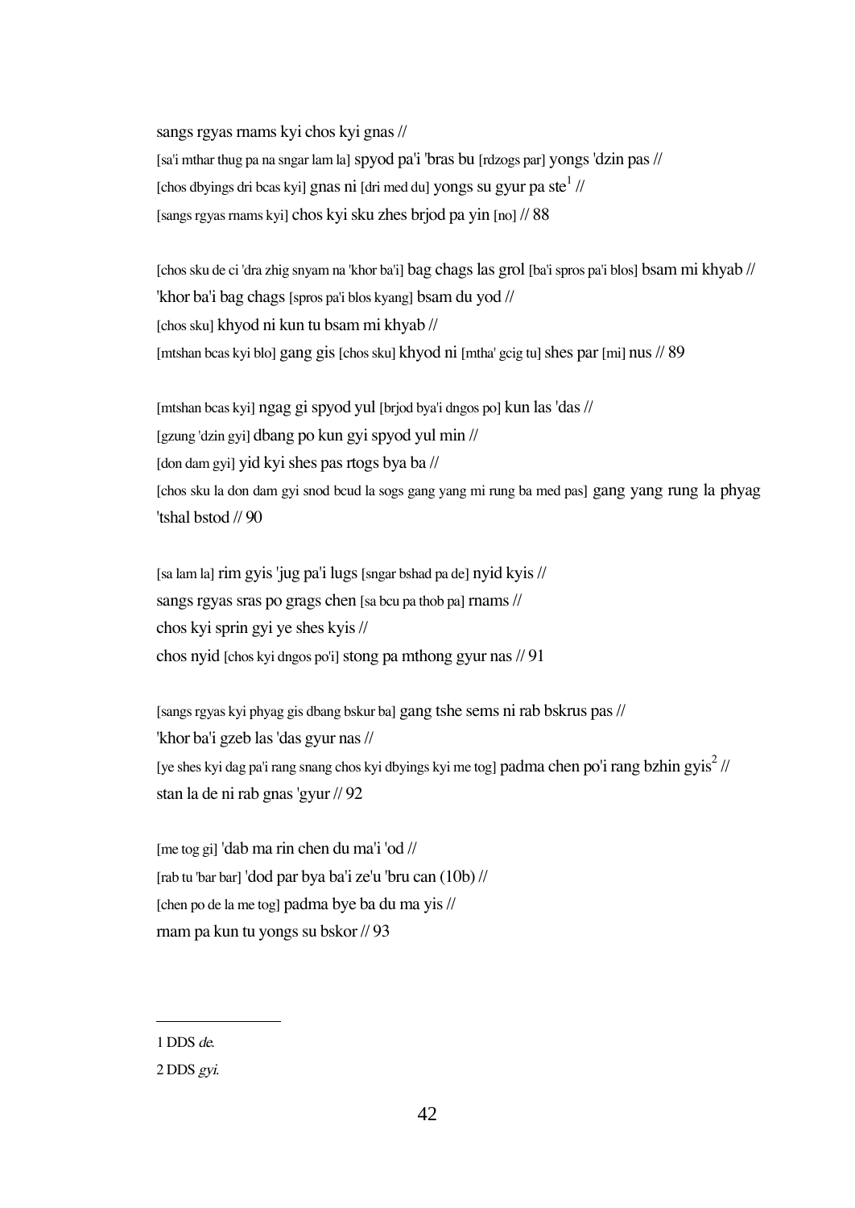sangs rgyas rnams kyi chos kyi gnas //
[sa'i mthar thug pa na sngar lam la] spyod pa'i 'bras bu [rdzogs par] yongs 'dzin pas //
[chos dbyings dri bcas kyi] gnas ni [dri med du] yongs su gyur pa ste[1] //
[sangs rgyas rnams kyi] chos kyi sku zhes brjod pa yin [no] // 88

[chos sku de ci 'dra zhig snyam na 'khor ba'i] bag chags las grol [ba'i spros pa'i blos] bsam mi khyab //
'khor ba'i bag chags [spros pa'i blos kyang] bsam du yod //
[chos sku] khyod ni kun tu bsam mi khyab //
[mtshan bcas kyi blo] gang gis [chos sku] khyod ni [mtha' gcig tu] shes par [mi] nus // 89

[mtshan bcas kyi] ngag gi spyod yul [brjod bya'i dngos po] kun las 'das //
[gzung 'dzin gyi] dbang po kun gyi spyod yul min //
[don dam gyi] yid kyi shes pas rtogs bya ba //
[chos sku la don dam gyi snod bcud la sogs gang yang mi rung ba med pas] gang yang rung la phyag 'tshal bstod // 90

[sa lam la] rim gyis 'jug pa'i lugs [sngar bshad pa de] nyid kyis //
sangs rgyas sras po grags chen [sa bcu pa thob pa] rnams //
chos kyi sprin gyi ye shes kyis //
chos nyid [chos kyi dngos po'i] stong pa mthong gyur nas // 91

[sangs rgyas kyi phyag gis dbang bskur ba] gang tshe sems ni rab bskrus pas //
'khor ba'i gzeb las 'das gyur nas //
[ye shes kyi dag pa'i rang snang chos kyi dbyings kyi me tog] padma chen po'i rang bzhin gyis[2] //
stan la de ni rab gnas 'gyur // 92

[me tog gi] 'dab ma rin chen du ma'i 'od //
[rab tu 'bar bar] 'dod par bya ba'i ze'u 'bru can (10b) //
[chen po de la me tog] padma bye ba du ma yis //
rnam pa kun tu yongs su bskor // 93

---

1 DDS *de*.

2 DDS *gyi*.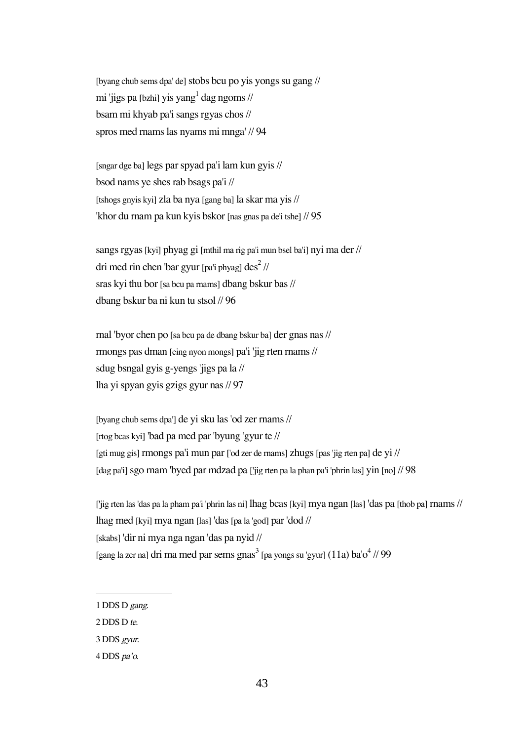[byang chub sems dpa' de] stobs bcu po yis yongs su gang //
mi 'jigs pa [bzhi] yis yang[1] dag ngoms //
bsam mi khyab pa'i sangs rgyas chos //
spros med rnams las nyams mi mnga' // 94

[sngar dge ba] legs par spyad pa'i lam kun gyis //
bsod nams ye shes rab bsags pa'i //
[tshogs gnyis kyi] zla ba nya [gang ba] la skar ma yis //
'khor du rnam pa kun kyis bskor [nas gnas pa de'i tshe] // 95

sangs rgyas [kyi] phyag gi [mthil ma rig pa'i mun bsel ba'i] nyi ma der //
dri med rin chen 'bar gyur [pa'i phyag] des[2] //
sras kyi thu bor [sa bcu pa rnams] dbang bskur bas //
dbang bskur ba ni kun tu stsol // 96

rnal 'byor chen po [sa bcu pa de dbang bskur ba] der gnas nas //
rmongs pas dman [cing nyon mongs] pa'i 'jig rten rnams //
sdug bsngal gyis g-yengs 'jigs pa la //
lha yi spyan gyis gzigs gyur nas // 97

[byang chub sems dpa'] de yi sku las 'od zer rnams //
[rtog bcas kyi] 'bad pa med par 'byung 'gyur te //
[gti mug gis] rmongs pa'i mun par ['od zer de rnams] zhugs [pas 'jig rten pa] de yi //
[dag pa'i] sgo rnam 'byed par mdzad pa ['jig rten pa la phan pa'i 'phrin las] yin [no] // 98

['jig rten las 'das pa la pham pa'i 'phrin las ni] lhag bcas [kyi] mya ngan [las] 'das pa [thob pa] rnams //
lhag med [kyi] mya ngan [las] 'das [pa la 'god] par 'dod //
[skabs] 'dir ni mya nga ngan 'das pa nyid //
[gang la zer na] dri ma med par sems gnas[3] [pa yongs su 'gyur] (11a) ba'o[4] // 99

---

1 DDS D *gang*.

2 DDS D *te*.

3 DDS *gyur*.

4 DDS *pa'o*.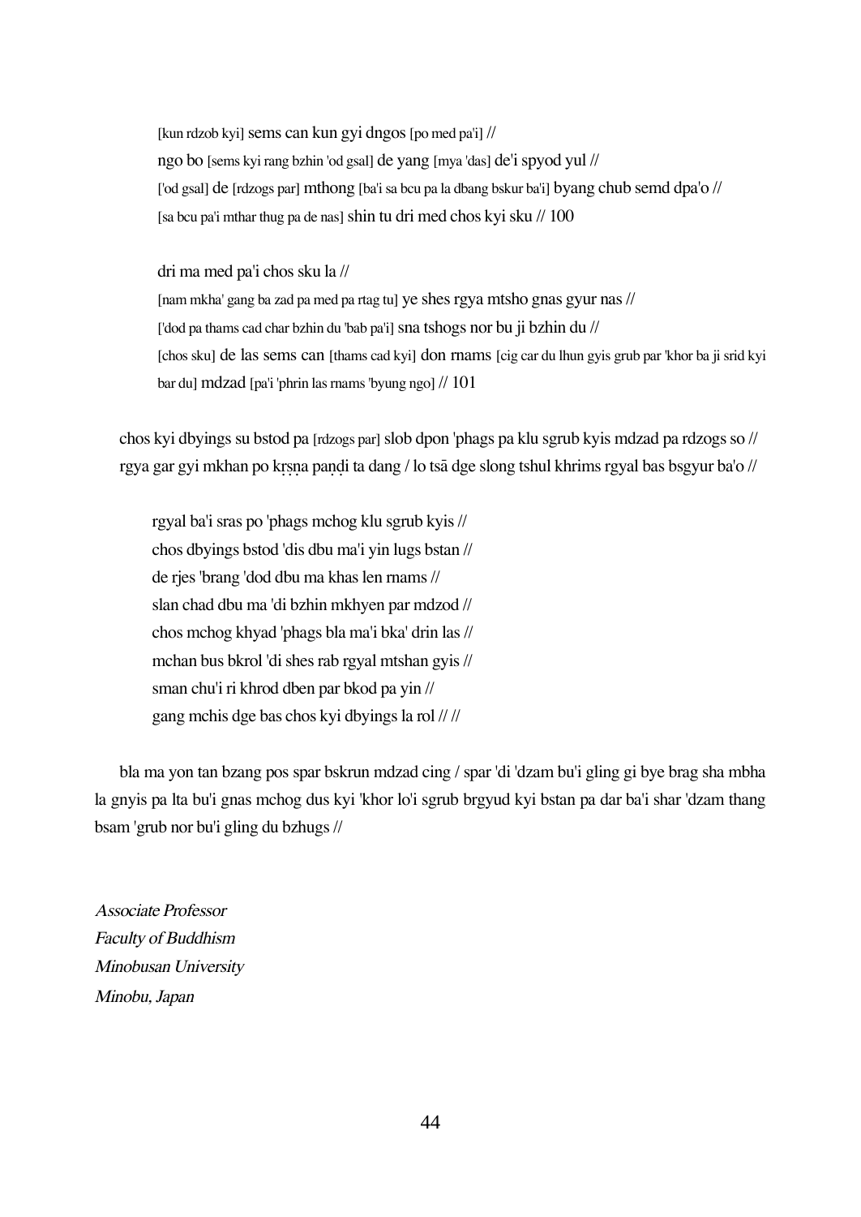[kun rdzob kyi] sems can kun gyi dngos [po med pa'i] //
ngo bo [sems kyi rang bzhin 'od gsal] de yang [mya 'das] de'i spyod yul //
['od gsal] de [rdzogs par] mthong [ba'i sa bcu pa la dbang bskur ba'i] byang chub semd dpa'o //
[sa bcu pa'i mthar thug pa de nas] shin tu dri med chos kyi sku // 100

dri ma med pa'i chos sku la //
[nam mkha' gang ba zad pa med pa rtag tu] ye shes rgya mtsho gnas gyur nas //
['dod pa thams cad char bzhin du 'bab pa'i] sna tshogs nor bu ji bzhin du //
[chos sku] de las sems can [thams cad kyi] don rnams [cig car du lhun gyis grub par 'khor ba ji srid kyi bar du] mdzad [pa'i 'phrin las rnams 'byung ngo] // 101

chos kyi dbyings su bstod pa [rdzogs par] slob dpon 'phags pa klu sgrub kyis mdzad pa rdzogs so // rgya gar gyi mkhan po kṛṣṇa paṇḍi ta dang / lo tsā dge slong tshul khrims rgyal bas bsgyur ba'o //

rgyal ba'i sras po 'phags mchog klu sgrub kyis //
chos dbyings bstod 'dis dbu ma'i yin lugs bstan //
de rjes 'brang 'dod dbu ma khas len rnams //
slan chad dbu ma 'di bzhin mkhyen par mdzod //
chos mchog khyad 'phags bla ma'i bka' drin las //
mchan bus bkrol 'di shes rab rgyal mtshan gyis //
sman chu'i ri khrod dben par bkod pa yin //
gang mchis dge bas chos kyi dbyings la rol // //

bla ma yon tan bzang pos spar bskrun mdzad cing / spar 'di 'dzam bu'i gling gi bye brag sha mbha la gnyis pa lta bu'i gnas mchog dus kyi 'khor lo'i sgrub brgyud kyi bstan pa dar ba'i shar 'dzam thang bsam 'grub nor bu'i gling du bzhugs //

*Associate Professor*
*Faculty of Buddhism*
*Minobusan University*
*Minobu, Japan*